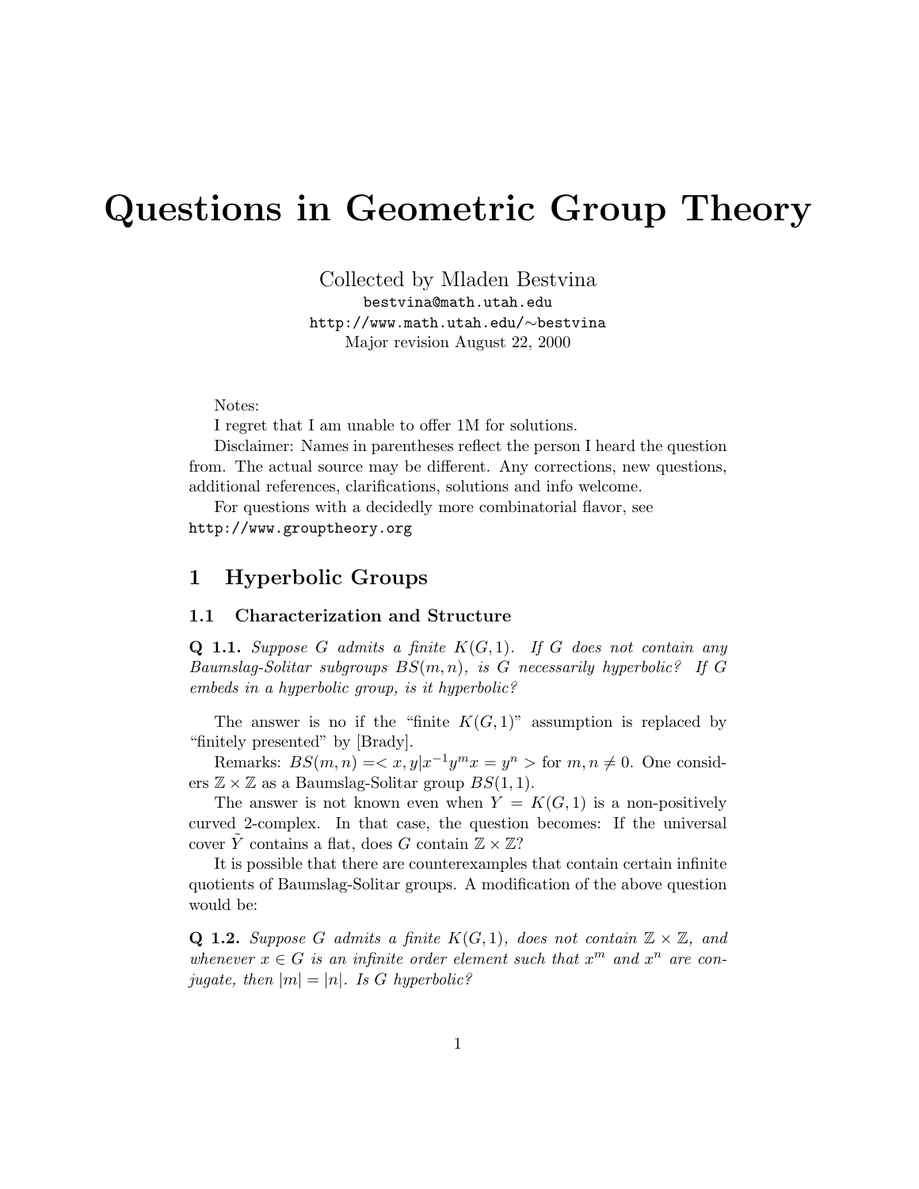# Questions in Geometric Group Theory

Collected by Mladen Bestvina
bestvina@math.utah.edu
http://www.math.utah.edu/~bestvina
Major revision August 22, 2000

Notes:
I regret that I am unable to offer 1M for solutions.
Disclaimer: Names in parentheses reflect the person I heard the question from. The actual source may be different. Any corrections, new questions, additional references, clarifications, solutions and info welcome.
For questions with a decidedly more combinatorial flavor, see http://www.grouptheory.org

## 1 Hyperbolic Groups

### 1.1 Characterization and Structure

**Q 1.1.** *Suppose $G$ admits a finite $K(G,1)$. If $G$ does not contain any Baumslag-Solitar subgroups $BS(m,n)$, is $G$ necessarily hyperbolic? If $G$ embeds in a hyperbolic group, is it hyperbolic?*

The answer is no if the "finite $K(G,1)$" assumption is replaced by "finitely presented" by [Brady].

Remarks: $BS(m,n) = < x, y | x^{-1} y^m x = y^n >$ for $m, n \neq 0$. One considers $\mathbb{Z} \times \mathbb{Z}$ as a Baumslag-Solitar group $BS(1,1)$.

The answer is not known even when $Y = K(G,1)$ is a non-positively curved 2-complex. In that case, the question becomes: If the universal cover $\tilde{Y}$ contains a flat, does $G$ contain $\mathbb{Z} \times \mathbb{Z}$?

It is possible that there are counterexamples that contain certain infinite quotients of Baumslag-Solitar groups. A modification of the above question would be:

**Q 1.2.** *Suppose $G$ admits a finite $K(G,1)$, does not contain $\mathbb{Z} \times \mathbb{Z}$, and whenever $x \in G$ is an infinite order element such that $x^m$ and $x^n$ are conjugate, then $|m| = |n|$. Is $G$ hyperbolic?*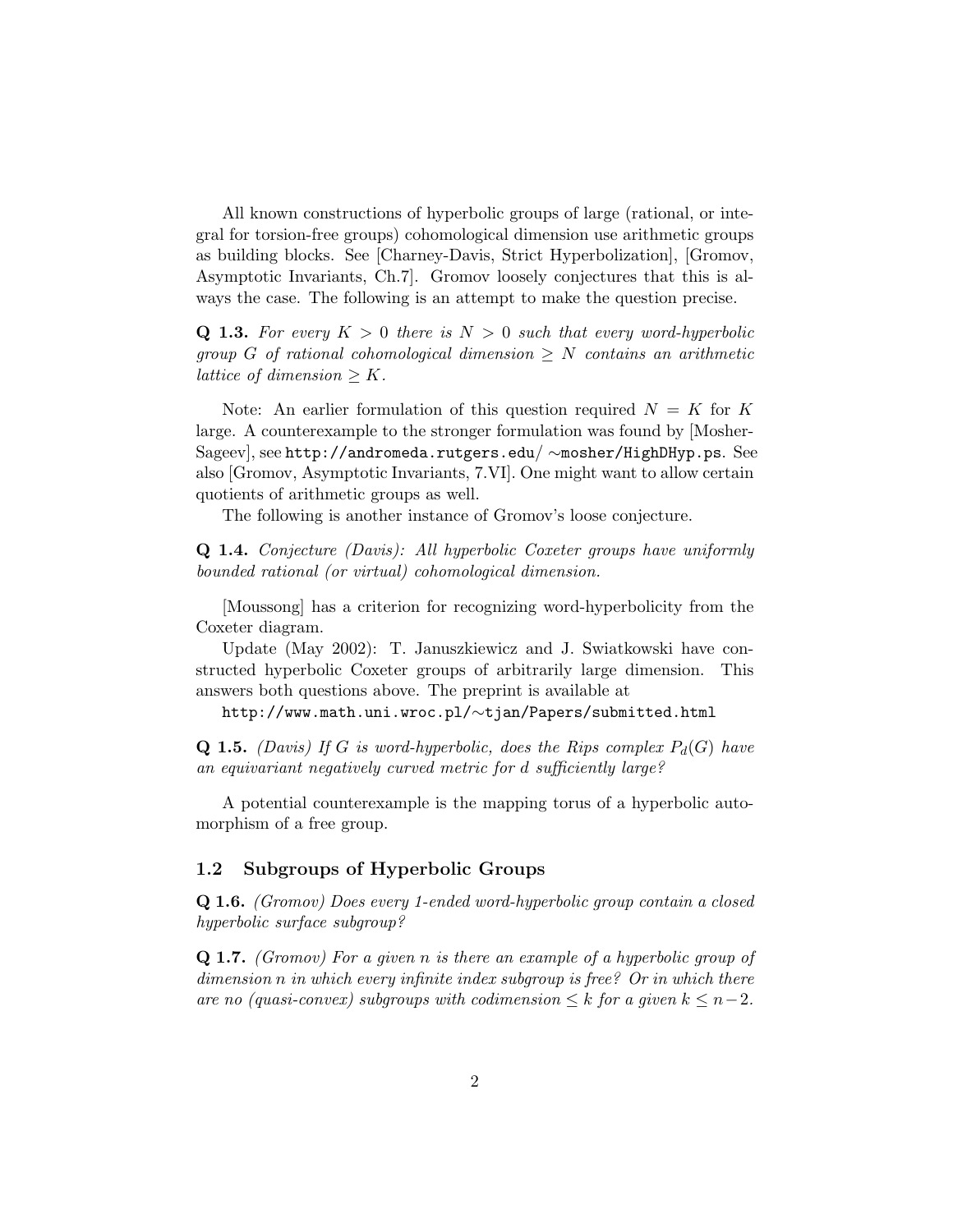All known constructions of hyperbolic groups of large (rational, or integral for torsion-free groups) cohomological dimension use arithmetic groups as building blocks. See [Charney-Davis, Strict Hyperbolization], [Gromov, Asymptotic Invariants, Ch.7]. Gromov loosely conjectures that this is always the case. The following is an attempt to make the question precise.

**Q 1.3.** *For every $K > 0$ there is $N > 0$ such that every word-hyperbolic group $G$ of rational cohomological dimension $\geq N$ contains an arithmetic lattice of dimension $\geq K$.*

Note: An earlier formulation of this question required $N = K$ for $K$ large. A counterexample to the stronger formulation was found by [Mosher-Sageev], see `http://andromeda.rutgers.edu/ ~mosher/HighDHyp.ps`. See also [Gromov, Asymptotic Invariants, 7.VI]. One might want to allow certain quotients of arithmetic groups as well.

The following is another instance of Gromov's loose conjecture.

**Q 1.4.** *Conjecture (Davis): All hyperbolic Coxeter groups have uniformly bounded rational (or virtual) cohomological dimension.*

[Moussong] has a criterion for recognizing word-hyperbolicity from the Coxeter diagram.

Update (May 2002): T. Januszkiewicz and J. Swiatkowski have constructed hyperbolic Coxeter groups of arbitrarily large dimension. This answers both questions above. The preprint is available at

`http://www.math.uni.wroc.pl/~tjan/Papers/submitted.html`

**Q 1.5.** *(Davis) If $G$ is word-hyperbolic, does the Rips complex $P_d(G)$ have an equivariant negatively curved metric for $d$ sufficiently large?*

A potential counterexample is the mapping torus of a hyperbolic automorphism of a free group.

### 1.2 Subgroups of Hyperbolic Groups

**Q 1.6.** *(Gromov) Does every 1-ended word-hyperbolic group contain a closed hyperbolic surface subgroup?*

**Q 1.7.** *(Gromov) For a given $n$ is there an example of a hyperbolic group of dimension $n$ in which every infinite index subgroup is free? Or in which there are no (quasi-convex) subgroups with codimension $\leq k$ for a given $k \leq n-2$.*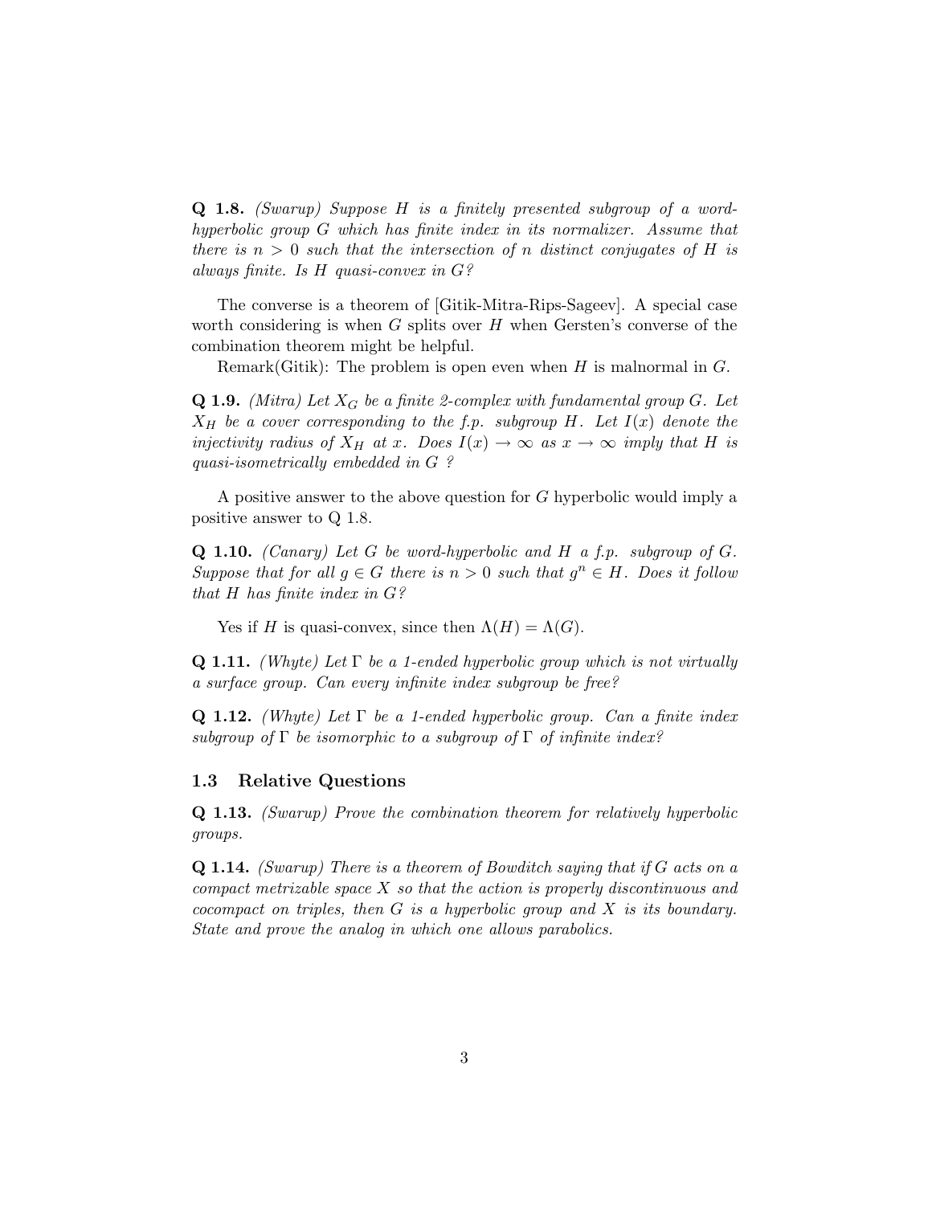**Q 1.8.** *(Swarup) Suppose $H$ is a finitely presented subgroup of a word-hyperbolic group $G$ which has finite index in its normalizer. Assume that there is $n > 0$ such that the intersection of $n$ distinct conjugates of $H$ is always finite. Is $H$ quasi-convex in $G$?*

The converse is a theorem of [Gitik-Mitra-Rips-Sageev]. A special case worth considering is when $G$ splits over $H$ when Gersten's converse of the combination theorem might be helpful.

Remark(Gitik): The problem is open even when $H$ is malnormal in $G$.

**Q 1.9.** *(Mitra) Let $X_G$ be a finite 2-complex with fundamental group $G$. Let $X_H$ be a cover corresponding to the f.p. subgroup $H$. Let $I(x)$ denote the injectivity radius of $X_H$ at $x$. Does $I(x) \to \infty$ as $x \to \infty$ imply that $H$ is quasi-isometrically embedded in $G$ ?*

A positive answer to the above question for $G$ hyperbolic would imply a positive answer to Q 1.8.

**Q 1.10.** *(Canary) Let $G$ be word-hyperbolic and $H$ a f.p. subgroup of $G$. Suppose that for all $g \in G$ there is $n > 0$ such that $g^n \in H$. Does it follow that $H$ has finite index in $G$?*

Yes if $H$ is quasi-convex, since then $\Lambda(H) = \Lambda(G)$.

**Q 1.11.** *(Whyte) Let $\Gamma$ be a 1-ended hyperbolic group which is not virtually a surface group. Can every infinite index subgroup be free?*

**Q 1.12.** *(Whyte) Let $\Gamma$ be a 1-ended hyperbolic group. Can a finite index subgroup of $\Gamma$ be isomorphic to a subgroup of $\Gamma$ of infinite index?*

### 1.3 Relative Questions

**Q 1.13.** *(Swarup) Prove the combination theorem for relatively hyperbolic groups.*

**Q 1.14.** *(Swarup) There is a theorem of Bowditch saying that if $G$ acts on a compact metrizable space $X$ so that the action is properly discontinuous and cocompact on triples, then $G$ is a hyperbolic group and $X$ is its boundary. State and prove the analog in which one allows parabolics.*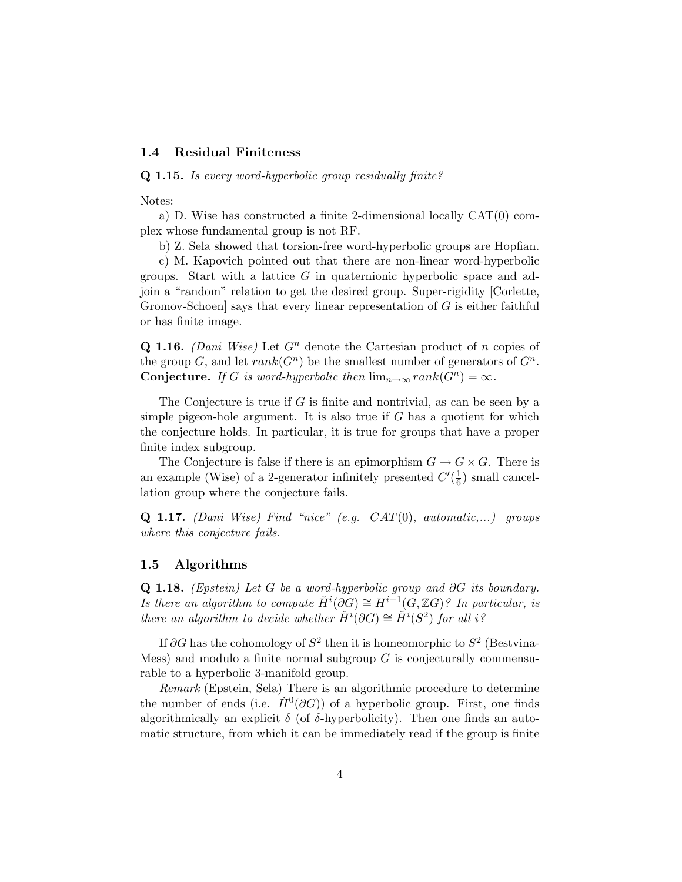### 1.4 Residual Finiteness

**Q 1.15.** *Is every word-hyperbolic group residually finite?*

Notes:

a) D. Wise has constructed a finite 2-dimensional locally CAT(0) complex whose fundamental group is not RF.

b) Z. Sela showed that torsion-free word-hyperbolic groups are Hopfian.

c) M. Kapovich pointed out that there are non-linear word-hyperbolic groups. Start with a lattice $G$ in quaternionic hyperbolic space and adjoin a "random" relation to get the desired group. Super-rigidity [Corlette, Gromov-Schoen] says that every linear representation of $G$ is either faithful or has finite image.

**Q 1.16.** *(Dani Wise)* Let $G^n$ denote the Cartesian product of $n$ copies of the group $G$, and let $rank(G^n)$ be the smallest number of generators of $G^n$.
**Conjecture.** *If $G$ is word-hyperbolic then $\lim_{n\to\infty} rank(G^n) = \infty$.*

The Conjecture is true if $G$ is finite and nontrivial, as can be seen by a simple pigeon-hole argument. It is also true if $G$ has a quotient for which the conjecture holds. In particular, it is true for groups that have a proper finite index subgroup.

The Conjecture is false if there is an epimorphism $G \to G \times G$. There is an example (Wise) of a 2-generator infinitely presented $C'(\frac{1}{6})$ small cancellation group where the conjecture fails.

**Q 1.17.** *(Dani Wise) Find "nice" (e.g. $CAT(0)$, automatic,...) groups where this conjecture fails.*

### 1.5 Algorithms

**Q 1.18.** *(Epstein) Let $G$ be a word-hyperbolic group and $\partial G$ its boundary. Is there an algorithm to compute $\check{H}^i(\partial G) \cong H^{i+1}(G, \mathbb{Z}G)$? In particular, is there an algorithm to decide whether $\check{H}^i(\partial G) \cong \check{H}^i(S^2)$ for all $i$?*

If $\partial G$ has the cohomology of $S^2$ then it is homeomorphic to $S^2$ (Bestvina-Mess) and modulo a finite normal subgroup $G$ is conjecturally commensurable to a hyperbolic 3-manifold group.

*Remark* (Epstein, Sela) There is an algorithmic procedure to determine the number of ends (i.e. $\check{H}^0(\partial G)$) of a hyperbolic group. First, one finds algorithmically an explicit $\delta$ (of $\delta$-hyperbolicity). Then one finds an automatic structure, from which it can be immediately read if the group is finite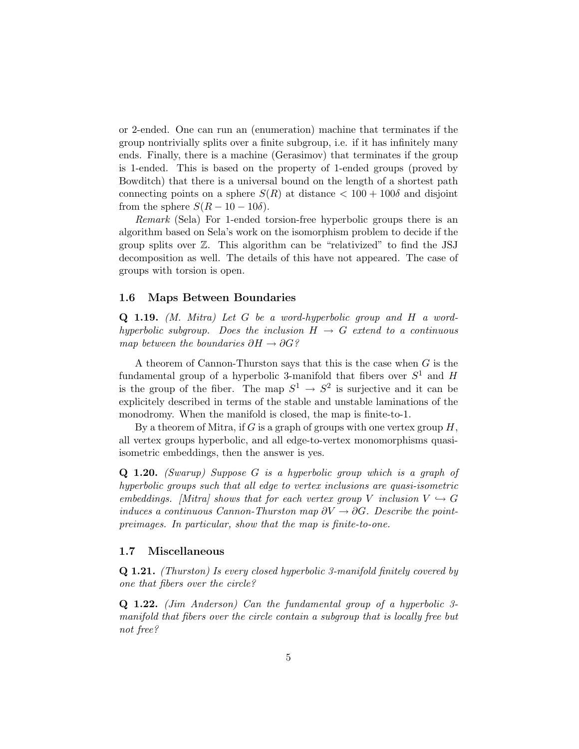or 2-ended. One can run an (enumeration) machine that terminates if the group nontrivially splits over a finite subgroup, i.e. if it has infinitely many ends. Finally, there is a machine (Gerasimov) that terminates if the group is 1-ended. This is based on the property of 1-ended groups (proved by Bowditch) that there is a universal bound on the length of a shortest path connecting points on a sphere $S(R)$ at distance $< 100 + 100\delta$ and disjoint from the sphere $S(R - 10 - 10\delta)$.

*Remark* (Sela) For 1-ended torsion-free hyperbolic groups there is an algorithm based on Sela's work on the isomorphism problem to decide if the group splits over $\mathbb{Z}$. This algorithm can be "relativized" to find the JSJ decomposition as well. The details of this have not appeared. The case of groups with torsion is open.

### 1.6 Maps Between Boundaries

**Q 1.19.** *(M. Mitra) Let $G$ be a word-hyperbolic group and $H$ a word-hyperbolic subgroup. Does the inclusion $H \to G$ extend to a continuous map between the boundaries $\partial H \to \partial G$?*

A theorem of Cannon-Thurston says that this is the case when $G$ is the fundamental group of a hyperbolic 3-manifold that fibers over $S^1$ and $H$ is the group of the fiber. The map $S^1 \to S^2$ is surjective and it can be explicitely described in terms of the stable and unstable laminations of the monodromy. When the manifold is closed, the map is finite-to-1.

By a theorem of Mitra, if $G$ is a graph of groups with one vertex group $H$, all vertex groups hyperbolic, and all edge-to-vertex monomorphisms quasi-isometric embeddings, then the answer is yes.

**Q 1.20.** *(Swarup) Suppose $G$ is a hyperbolic group which is a graph of hyperbolic groups such that all edge to vertex inclusions are quasi-isometric embeddings. [Mitra] shows that for each vertex group $V$ inclusion $V \hookrightarrow G$ induces a continuous Cannon-Thurston map $\partial V \to \partial G$. Describe the point-preimages. In particular, show that the map is finite-to-one.*

### 1.7 Miscellaneous

**Q 1.21.** *(Thurston) Is every closed hyperbolic 3-manifold finitely covered by one that fibers over the circle?*

**Q 1.22.** *(Jim Anderson) Can the fundamental group of a hyperbolic 3-manifold that fibers over the circle contain a subgroup that is locally free but not free?*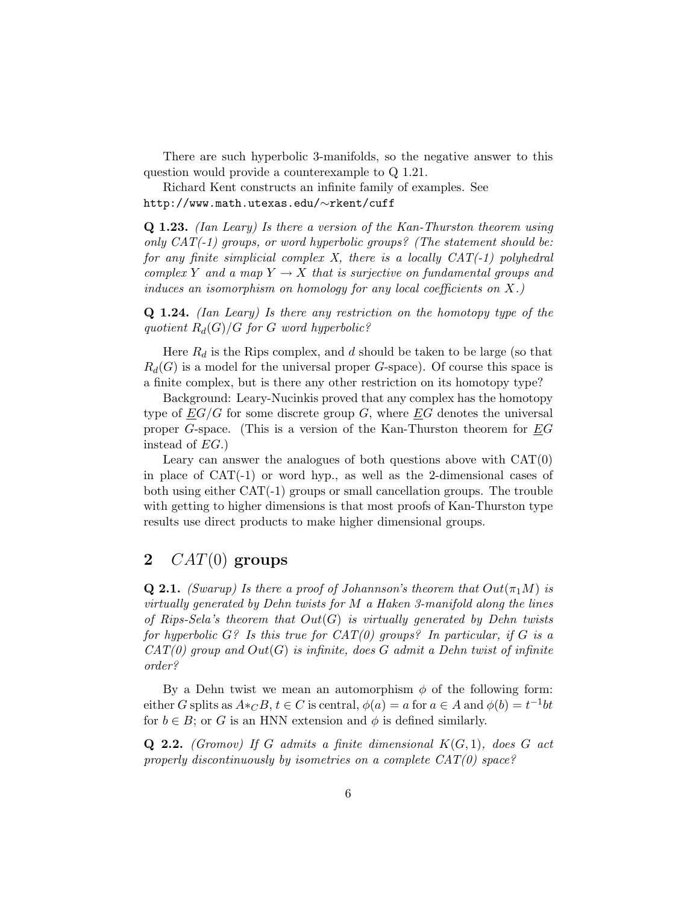There are such hyperbolic 3-manifolds, so the negative answer to this question would provide a counterexample to Q 1.21.

Richard Kent constructs an infinite family of examples. See
http://www.math.utexas.edu/∼rkent/cuff

**Q 1.23.** *(Ian Leary) Is there a version of the Kan-Thurston theorem using only CAT(-1) groups, or word hyperbolic groups? (The statement should be: for any finite simplicial complex $X$, there is a locally CAT(-1) polyhedral complex $Y$ and a map $Y \to X$ that is surjective on fundamental groups and induces an isomorphism on homology for any local coefficients on $X$.)*

**Q 1.24.** *(Ian Leary) Is there any restriction on the homotopy type of the quotient $R_d(G)/G$ for $G$ word hyperbolic?*

Here $R_d$ is the Rips complex, and $d$ should be taken to be large (so that $R_d(G)$ is a model for the universal proper $G$-space). Of course this space is a finite complex, but is there any other restriction on its homotopy type?

Background: Leary-Nucinkis proved that any complex has the homotopy type of $\underline{E}G/G$ for some discrete group $G$, where $\underline{E}G$ denotes the universal proper $G$-space. (This is a version of the Kan-Thurston theorem for $\underline{E}G$ instead of $EG$.)

Leary can answer the analogues of both questions above with CAT(0) in place of CAT(-1) or word hyp., as well as the 2-dimensional cases of both using either CAT(-1) groups or small cancellation groups. The trouble with getting to higher dimensions is that most proofs of Kan-Thurston type results use direct products to make higher dimensional groups.

## 2 $CAT(0)$ groups

**Q 2.1.** *(Swarup) Is there a proof of Johannson's theorem that $Out(\pi_1 M)$ is virtually generated by Dehn twists for $M$ a Haken 3-manifold along the lines of Rips-Sela's theorem that $Out(G)$ is virtually generated by Dehn twists for hyperbolic $G$? Is this true for CAT(0) groups? In particular, if $G$ is a CAT(0) group and $Out(G)$ is infinite, does $G$ admit a Dehn twist of infinite order?*

By a Dehn twist we mean an automorphism $\phi$ of the following form: either $G$ splits as $A *_C B$, $t \in C$ is central, $\phi(a) = a$ for $a \in A$ and $\phi(b) = t^{-1}bt$ for $b \in B$; or $G$ is an HNN extension and $\phi$ is defined similarly.

**Q 2.2.** *(Gromov) If $G$ admits a finite dimensional $K(G, 1)$, does $G$ act properly discontinuously by isometries on a complete CAT(0) space?*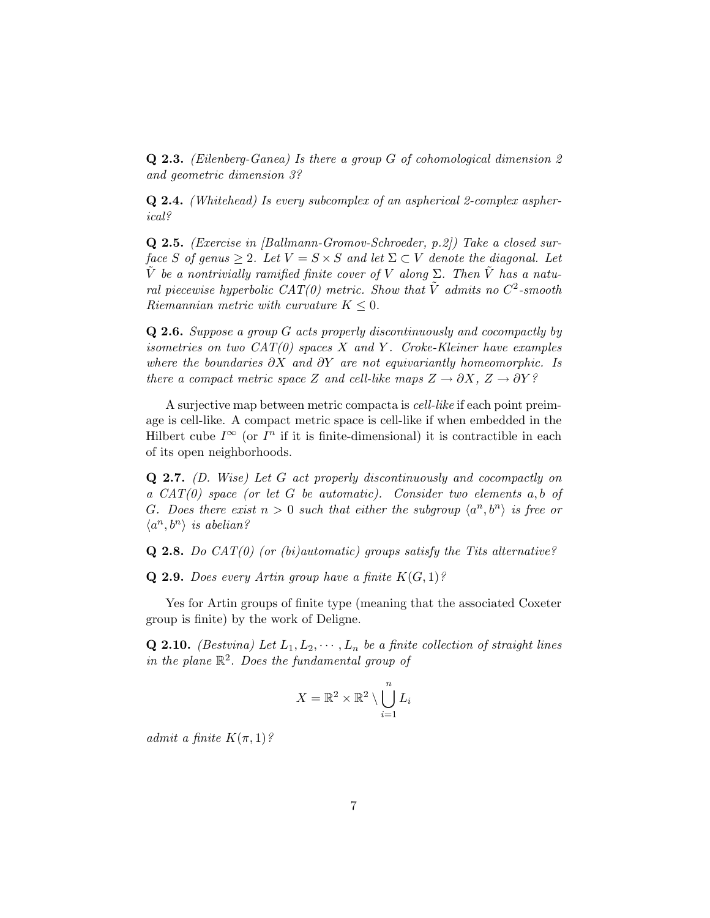**Q 2.3.** *(Eilenberg-Ganea) Is there a group $G$ of cohomological dimension 2 and geometric dimension 3?*

**Q 2.4.** *(Whitehead) Is every subcomplex of an aspherical 2-complex aspherical?*

**Q 2.5.** *(Exercise in [Ballmann-Gromov-Schroeder, p.2]) Take a closed surface $S$ of genus $\geq 2$. Let $V = S \times S$ and let $\Sigma \subset V$ denote the diagonal. Let $\tilde{V}$ be a nontrivially ramified finite cover of $V$ along $\Sigma$. Then $\tilde{V}$ has a natural piecewise hyperbolic CAT(0) metric. Show that $\tilde{V}$ admits no $C^2$-smooth Riemannian metric with curvature $K \leq 0$.*

**Q 2.6.** *Suppose a group $G$ acts properly discontinuously and cocompactly by isometries on two CAT(0) spaces $X$ and $Y$. Croke-Kleiner have examples where the boundaries $\partial X$ and $\partial Y$ are not equivariantly homeomorphic. Is there a compact metric space $Z$ and cell-like maps $Z \to \partial X$, $Z \to \partial Y$?*

A surjective map between metric compacta is *cell-like* if each point preimage is cell-like. A compact metric space is cell-like if when embedded in the Hilbert cube $I^\infty$ (or $I^n$ if it is finite-dimensional) it is contractible in each of its open neighborhoods.

**Q 2.7.** *(D. Wise) Let $G$ act properly discontinuously and cocompactly on a CAT(0) space (or let $G$ be automatic). Consider two elements $a, b$ of $G$. Does there exist $n > 0$ such that either the subgroup $\langle a^n, b^n \rangle$ is free or $\langle a^n, b^n \rangle$ is abelian?*

**Q 2.8.** *Do CAT(0) (or (bi)automatic) groups satisfy the Tits alternative?*

**Q 2.9.** *Does every Artin group have a finite $K(G, 1)$?*

Yes for Artin groups of finite type (meaning that the associated Coxeter group is finite) by the work of Deligne.

**Q 2.10.** *(Bestvina) Let $L_1, L_2, \cdots, L_n$ be a finite collection of straight lines in the plane $\mathbb{R}^2$. Does the fundamental group of*

$$X = \mathbb{R}^2 \times \mathbb{R}^2 \setminus \bigcup_{i=1}^{n} L_i$$

*admit a finite $K(\pi, 1)$?*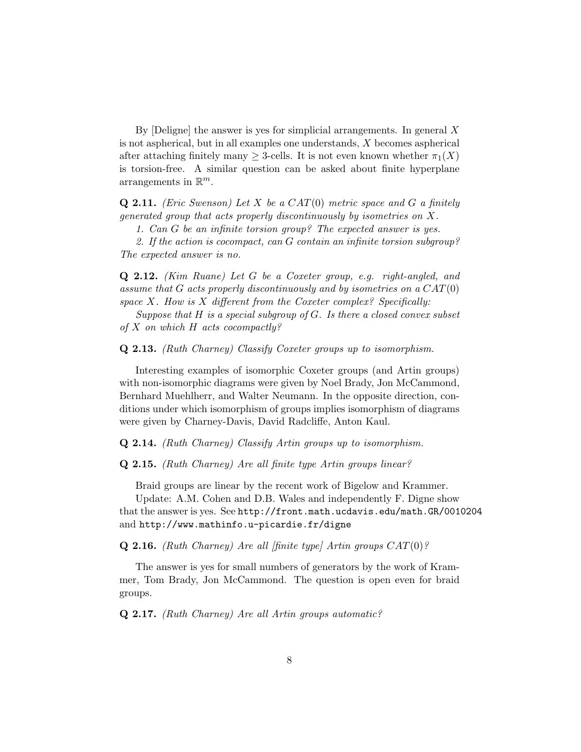By [Deligne] the answer is yes for simplicial arrangements. In general $X$ is not aspherical, but in all examples one understands, $X$ becomes aspherical after attaching finitely many $\geq 3$-cells. It is not even known whether $\pi_1(X)$ is torsion-free. A similar question can be asked about finite hyperplane arrangements in $\mathbb{R}^m$.

**Q 2.11.** *(Eric Swenson) Let $X$ be a $CAT(0)$ metric space and $G$ a finitely generated group that acts properly discontinuously by isometries on $X$.*

*1. Can $G$ be an infinite torsion group? The expected answer is yes.*

*2. If the action is cocompact, can $G$ contain an infinite torsion subgroup? The expected answer is no.*

**Q 2.12.** *(Kim Ruane) Let $G$ be a Coxeter group, e.g. right-angled, and assume that $G$ acts properly discontinuously and by isometries on a $CAT(0)$ space $X$. How is $X$ different from the Coxeter complex? Specifically:*

*Suppose that $H$ is a special subgroup of $G$. Is there a closed convex subset of $X$ on which $H$ acts cocompactly?*

**Q 2.13.** *(Ruth Charney) Classify Coxeter groups up to isomorphism.*

Interesting examples of isomorphic Coxeter groups (and Artin groups) with non-isomorphic diagrams were given by Noel Brady, Jon McCammond, Bernhard Muehlherr, and Walter Neumann. In the opposite direction, conditions under which isomorphism of groups implies isomorphism of diagrams were given by Charney-Davis, David Radcliffe, Anton Kaul.

**Q 2.14.** *(Ruth Charney) Classify Artin groups up to isomorphism.*

**Q 2.15.** *(Ruth Charney) Are all finite type Artin groups linear?*

Braid groups are linear by the recent work of Bigelow and Krammer.

Update: A.M. Cohen and D.B. Wales and independently F. Digne show that the answer is yes. See `http://front.math.ucdavis.edu/math.GR/0010204` and `http://www.mathinfo.u-picardie.fr/digne`

**Q 2.16.** *(Ruth Charney) Are all [finite type] Artin groups $CAT(0)$?*

The answer is yes for small numbers of generators by the work of Krammer, Tom Brady, Jon McCammond. The question is open even for braid groups.

**Q 2.17.** *(Ruth Charney) Are all Artin groups automatic?*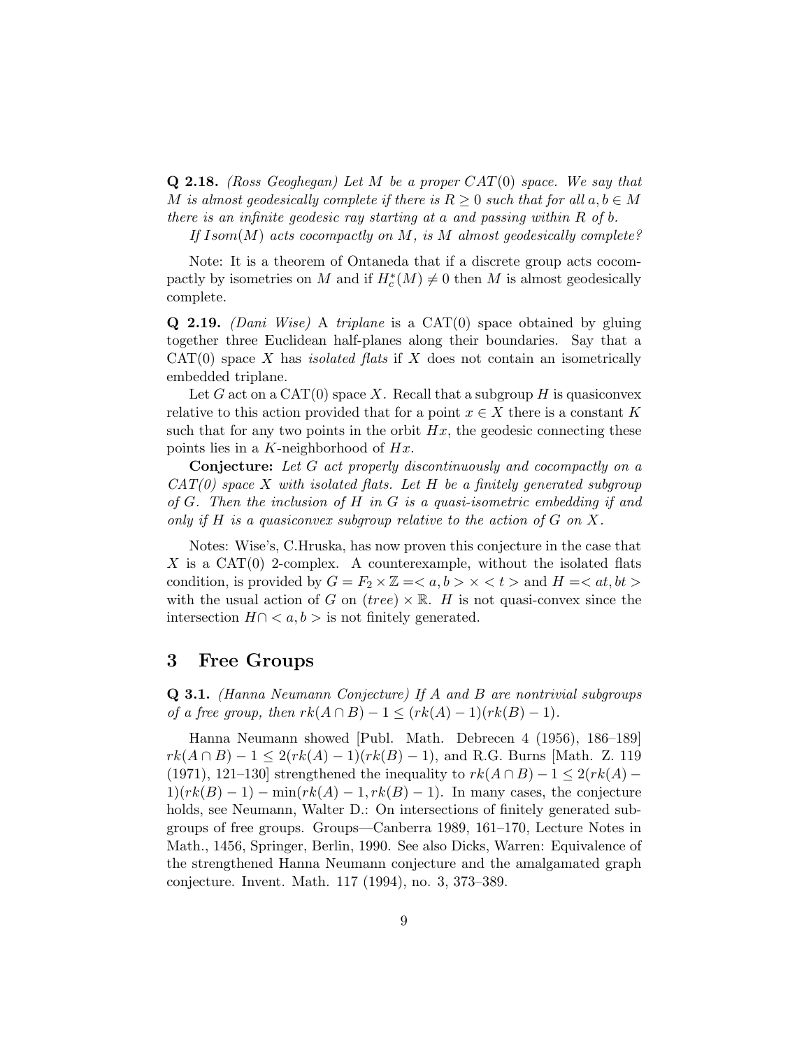**Q 2.18.** *(Ross Geoghegan) Let $M$ be a proper $CAT(0)$ space. We say that $M$ is almost geodesically complete if there is $R \geq 0$ such that for all $a, b \in M$ there is an infinite geodesic ray starting at $a$ and passing within $R$ of $b$.*

*If $Isom(M)$ acts cocompactly on $M$, is $M$ almost geodesically complete?*

Note: It is a theorem of Ontaneda that if a discrete group acts cocompactly by isometries on $M$ and if $H_c^*(M) \neq 0$ then $M$ is almost geodesically complete.

**Q 2.19.** *(Dani Wise)* A *triplane* is a CAT(0) space obtained by gluing together three Euclidean half-planes along their boundaries. Say that a CAT(0) space $X$ has *isolated flats* if $X$ does not contain an isometrically embedded triplane.

Let $G$ act on a CAT(0) space $X$. Recall that a subgroup $H$ is quasiconvex relative to this action provided that for a point $x \in X$ there is a constant $K$ such that for any two points in the orbit $Hx$, the geodesic connecting these points lies in a $K$-neighborhood of $Hx$.

**Conjecture:** *Let $G$ act properly discontinuously and cocompactly on a CAT(0) space $X$ with isolated flats. Let $H$ be a finitely generated subgroup of $G$. Then the inclusion of $H$ in $G$ is a quasi-isometric embedding if and only if $H$ is a quasiconvex subgroup relative to the action of $G$ on $X$.*

Notes: Wise's, C.Hruska, has now proven this conjecture in the case that $X$ is a CAT(0) 2-complex. A counterexample, without the isolated flats condition, is provided by $G = F_2 \times \mathbb{Z} = < a, b > \times < t >$ and $H = < at, bt >$ with the usual action of $G$ on $(tree) \times \mathbb{R}$. $H$ is not quasi-convex since the intersection $H \cap < a, b >$ is not finitely generated.

# 3 Free Groups

**Q 3.1.** *(Hanna Neumann Conjecture) If $A$ and $B$ are nontrivial subgroups of a free group, then $rk(A \cap B) - 1 \leq (rk(A) - 1)(rk(B) - 1)$.*

Hanna Neumann showed [Publ. Math. Debrecen 4 (1956), 186–189] $rk(A \cap B) - 1 \leq 2(rk(A) - 1)(rk(B) - 1)$, and R.G. Burns [Math. Z. 119 (1971), 121–130] strengthened the inequality to $rk(A \cap B) - 1 \leq 2(rk(A) - 1)(rk(B) - 1) - \min(rk(A) - 1, rk(B) - 1)$. In many cases, the conjecture holds, see Neumann, Walter D.: On intersections of finitely generated subgroups of free groups. Groups—Canberra 1989, 161–170, Lecture Notes in Math., 1456, Springer, Berlin, 1990. See also Dicks, Warren: Equivalence of the strengthened Hanna Neumann conjecture and the amalgamated graph conjecture. Invent. Math. 117 (1994), no. 3, 373–389.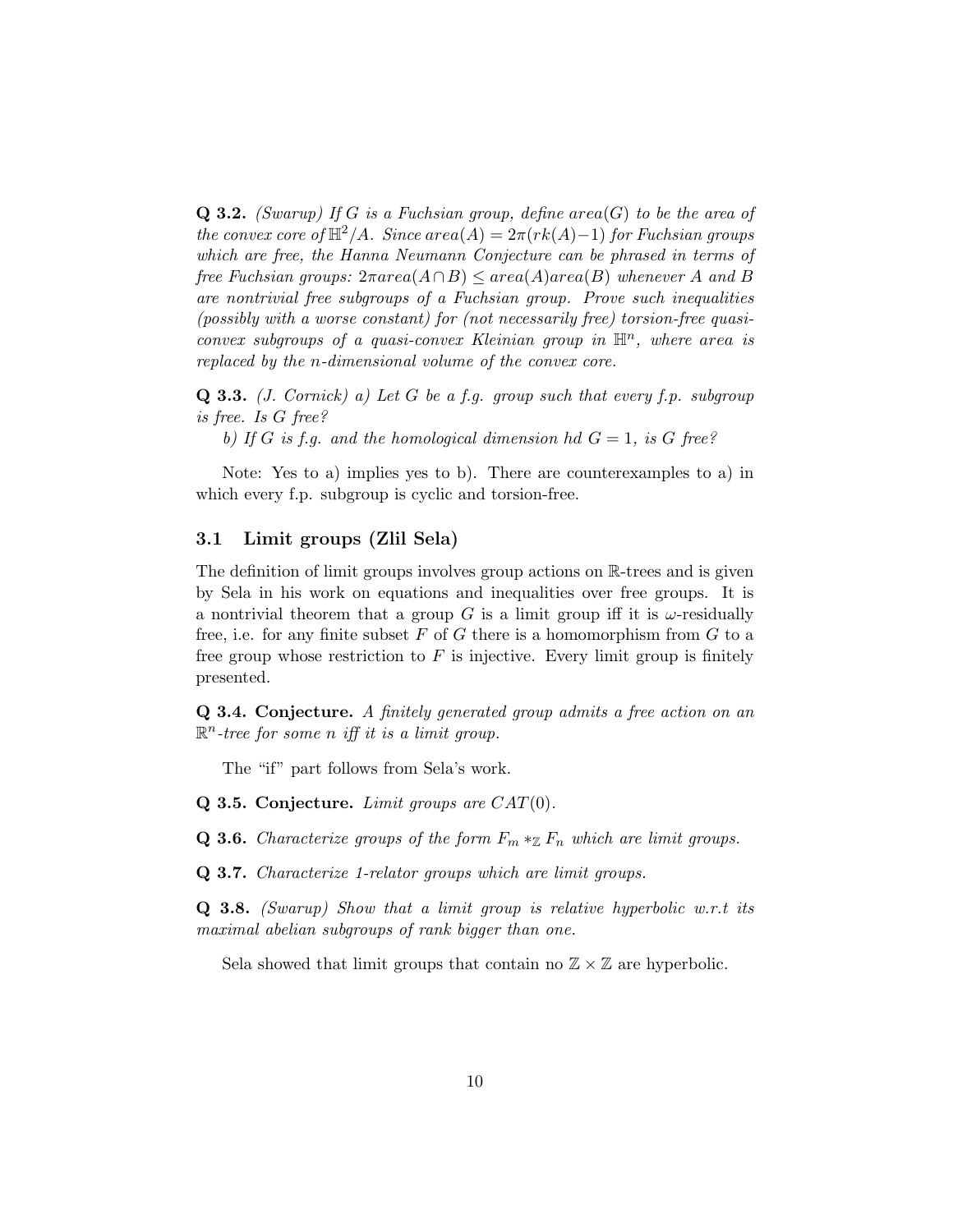**Q 3.2.** *(Swarup) If $G$ is a Fuchsian group, define $area(G)$ to be the area of the convex core of $\mathbb{H}^2/A$. Since $area(A) = 2\pi(rk(A)-1)$ for Fuchsian groups which are free, the Hanna Neumann Conjecture can be phrased in terms of free Fuchsian groups: $2\pi area(A \cap B) \leq area(A)area(B)$ whenever $A$ and $B$ are nontrivial free subgroups of a Fuchsian group. Prove such inequalities (possibly with a worse constant) for (not necessarily free) torsion-free quasi-convex subgroups of a quasi-convex Kleinian group in $\mathbb{H}^n$, where area is replaced by the $n$-dimensional volume of the convex core.*

**Q 3.3.** *(J. Cornick) a) Let $G$ be a f.g. group such that every f.p. subgroup is free. Is $G$ free?*

*b) If $G$ is f.g. and the homological dimension hd $G = 1$, is $G$ free?*

Note: Yes to a) implies yes to b). There are counterexamples to a) in which every f.p. subgroup is cyclic and torsion-free.

### 3.1 Limit groups (Zlil Sela)

The definition of limit groups involves group actions on $\mathbb{R}$-trees and is given by Sela in his work on equations and inequalities over free groups. It is a nontrivial theorem that a group $G$ is a limit group iff it is $\omega$-residually free, i.e. for any finite subset $F$ of $G$ there is a homomorphism from $G$ to a free group whose restriction to $F$ is injective. Every limit group is finitely presented.

**Q 3.4. Conjecture.** *A finitely generated group admits a free action on an $\mathbb{R}^n$-tree for some $n$ iff it is a limit group.*

The "if" part follows from Sela's work.

**Q 3.5. Conjecture.** *Limit groups are $CAT(0)$.*

**Q 3.6.** *Characterize groups of the form $F_m *_{\mathbb{Z}} F_n$ which are limit groups.*

**Q 3.7.** *Characterize 1-relator groups which are limit groups.*

**Q 3.8.** *(Swarup) Show that a limit group is relative hyperbolic w.r.t its maximal abelian subgroups of rank bigger than one.*

Sela showed that limit groups that contain no $\mathbb{Z} \times \mathbb{Z}$ are hyperbolic.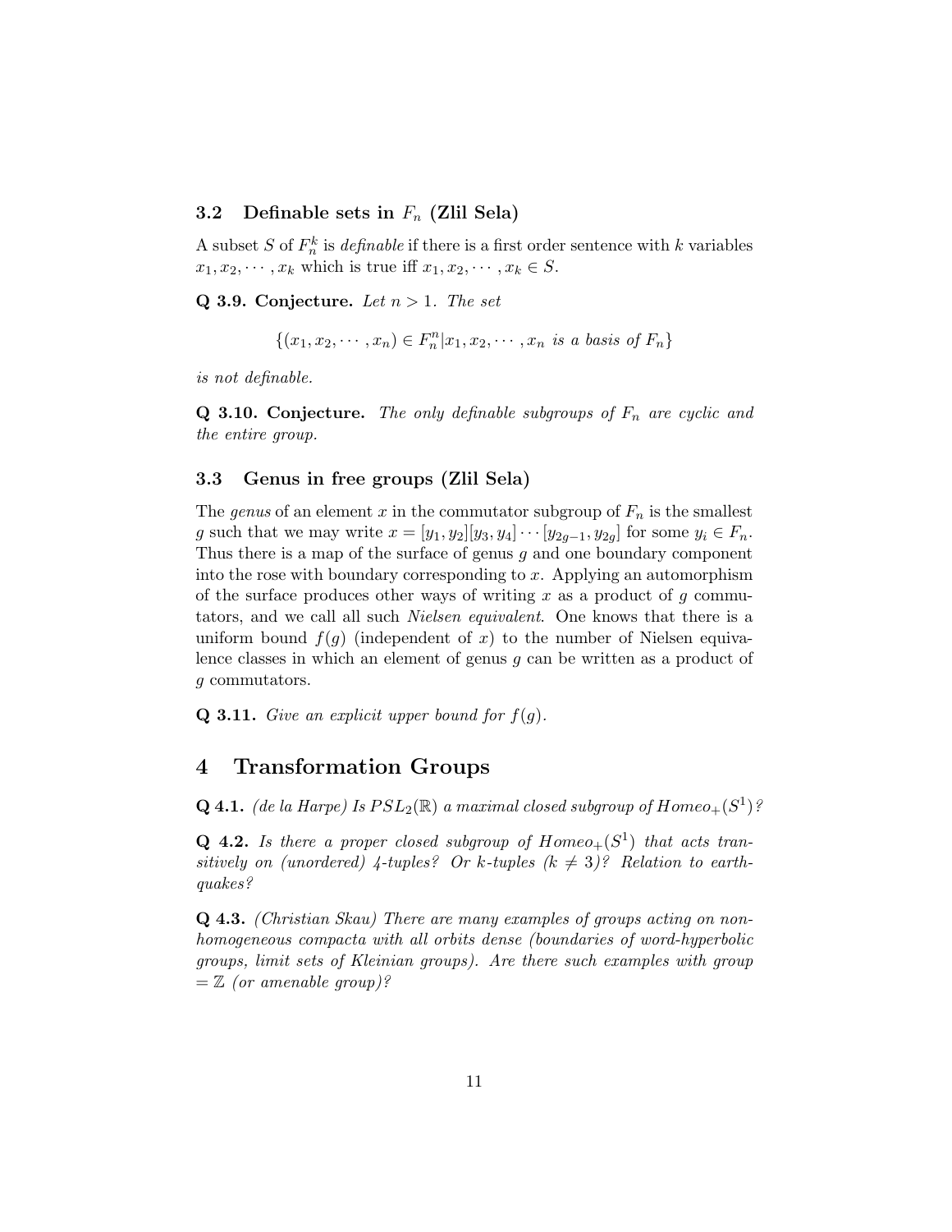### 3.2 Definable sets in $F_n$ (Zlil Sela)

A subset $S$ of $F_n^k$ is *definable* if there is a first order sentence with $k$ variables $x_1, x_2, \cdots, x_k$ which is true iff $x_1, x_2, \cdots, x_k \in S$.

**Q 3.9. Conjecture.** *Let $n > 1$. The set*

$$\{(x_1, x_2, \cdots, x_n) \in F_n^n | x_1, x_2, \cdots, x_n \text{ is a basis of } F_n\}$$

*is not definable.*

**Q 3.10. Conjecture.** *The only definable subgroups of $F_n$ are cyclic and the entire group.*

### 3.3 Genus in free groups (Zlil Sela)

The *genus* of an element $x$ in the commutator subgroup of $F_n$ is the smallest $g$ such that we may write $x = [y_1, y_2][y_3, y_4] \cdots [y_{2g-1}, y_{2g}]$ for some $y_i \in F_n$. Thus there is a map of the surface of genus $g$ and one boundary component into the rose with boundary corresponding to $x$. Applying an automorphism of the surface produces other ways of writing $x$ as a product of $g$ commutators, and we call all such *Nielsen equivalent*. One knows that there is a uniform bound $f(g)$ (independent of $x$) to the number of Nielsen equivalence classes in which an element of genus $g$ can be written as a product of $g$ commutators.

**Q 3.11.** *Give an explicit upper bound for $f(g)$.*

# 4 Transformation Groups

**Q 4.1.** *(de la Harpe) Is $PSL_2(\mathbb{R})$ a maximal closed subgroup of $Homeo_+(S^1)$?*

**Q 4.2.** *Is there a proper closed subgroup of $Homeo_+(S^1)$ that acts transitively on (unordered) 4-tuples? Or $k$-tuples ($k \neq 3$)? Relation to earthquakes?*

**Q 4.3.** *(Christian Skau) There are many examples of groups acting on non-homogeneous compacta with all orbits dense (boundaries of word-hyperbolic groups, limit sets of Kleinian groups). Are there such examples with group $= \mathbb{Z}$ (or amenable group)?*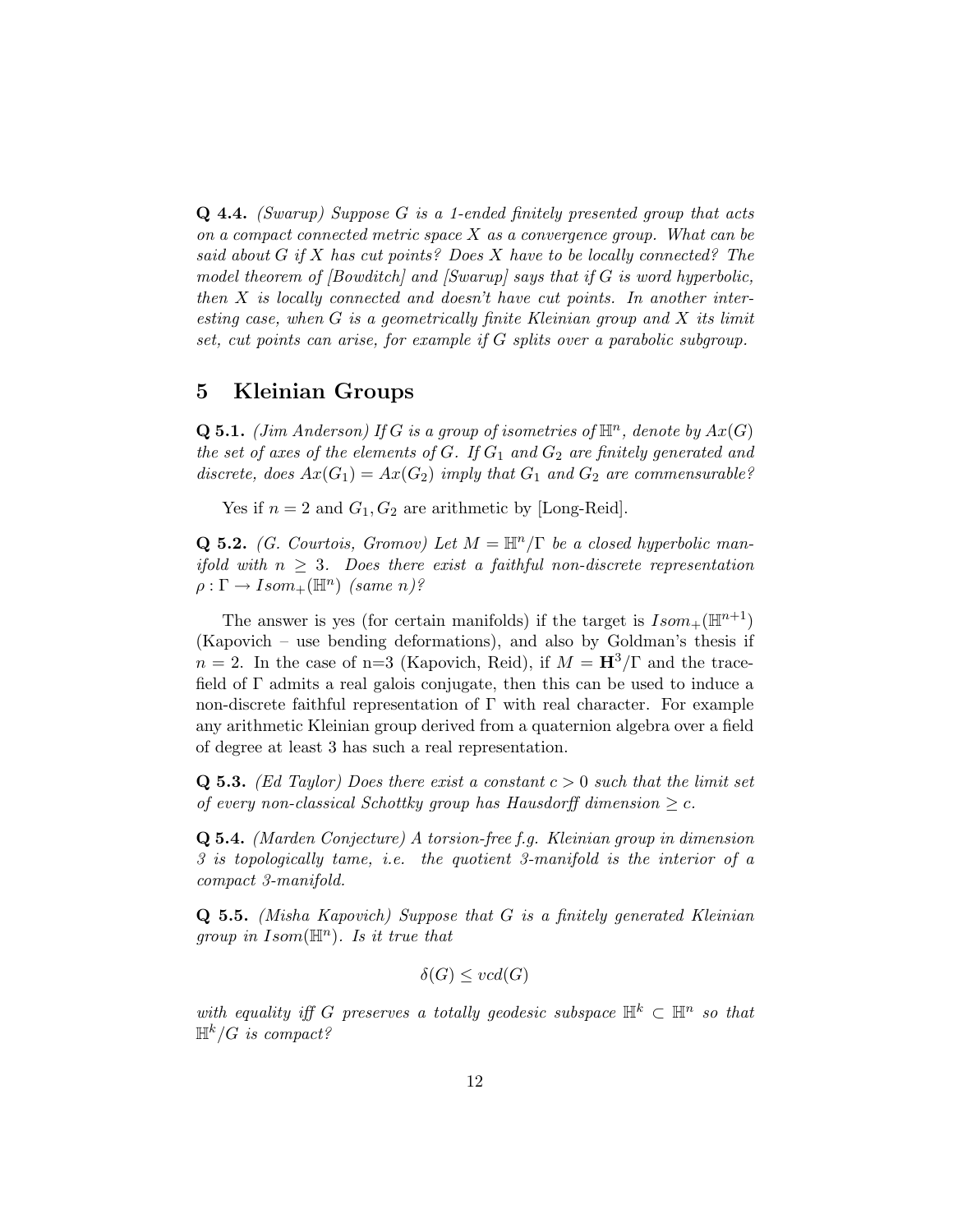**Q 4.4.** *(Swarup) Suppose $G$ is a 1-ended finitely presented group that acts on a compact connected metric space $X$ as a convergence group. What can be said about $G$ if $X$ has cut points? Does $X$ have to be locally connected? The model theorem of [Bowditch] and [Swarup] says that if $G$ is word hyperbolic, then $X$ is locally connected and doesn't have cut points. In another interesting case, when $G$ is a geometrically finite Kleinian group and $X$ its limit set, cut points can arise, for example if $G$ splits over a parabolic subgroup.*

## 5 Kleinian Groups

**Q 5.1.** *(Jim Anderson) If $G$ is a group of isometries of $\mathbb{H}^n$, denote by $Ax(G)$ the set of axes of the elements of $G$. If $G_1$ and $G_2$ are finitely generated and discrete, does $Ax(G_1) = Ax(G_2)$ imply that $G_1$ and $G_2$ are commensurable?*

Yes if $n = 2$ and $G_1, G_2$ are arithmetic by [Long-Reid].

**Q 5.2.** *(G. Courtois, Gromov) Let $M = \mathbb{H}^n/\Gamma$ be a closed hyperbolic manifold with $n \geq 3$. Does there exist a faithful non-discrete representation $\rho : \Gamma \to Isom_+(\mathbb{H}^n)$ (same $n$)?*

The answer is yes (for certain manifolds) if the target is $Isom_+(\mathbb{H}^{n+1})$ (Kapovich – use bending deformations), and also by Goldman's thesis if $n = 2$. In the case of n=3 (Kapovich, Reid), if $M = \mathbf{H}^3/\Gamma$ and the trace-field of $\Gamma$ admits a real galois conjugate, then this can be used to induce a non-discrete faithful representation of $\Gamma$ with real character. For example any arithmetic Kleinian group derived from a quaternion algebra over a field of degree at least 3 has such a real representation.

**Q 5.3.** *(Ed Taylor) Does there exist a constant $c > 0$ such that the limit set of every non-classical Schottky group has Hausdorff dimension $\geq c$.*

**Q 5.4.** *(Marden Conjecture) A torsion-free f.g. Kleinian group in dimension 3 is topologically tame, i.e. the quotient 3-manifold is the interior of a compact 3-manifold.*

**Q 5.5.** *(Misha Kapovich) Suppose that $G$ is a finitely generated Kleinian group in $Isom(\mathbb{H}^n)$. Is it true that*

$$\delta(G) \leq vcd(G)$$

*with equality iff $G$ preserves a totally geodesic subspace $\mathbb{H}^k \subset \mathbb{H}^n$ so that $\mathbb{H}^k/G$ is compact?*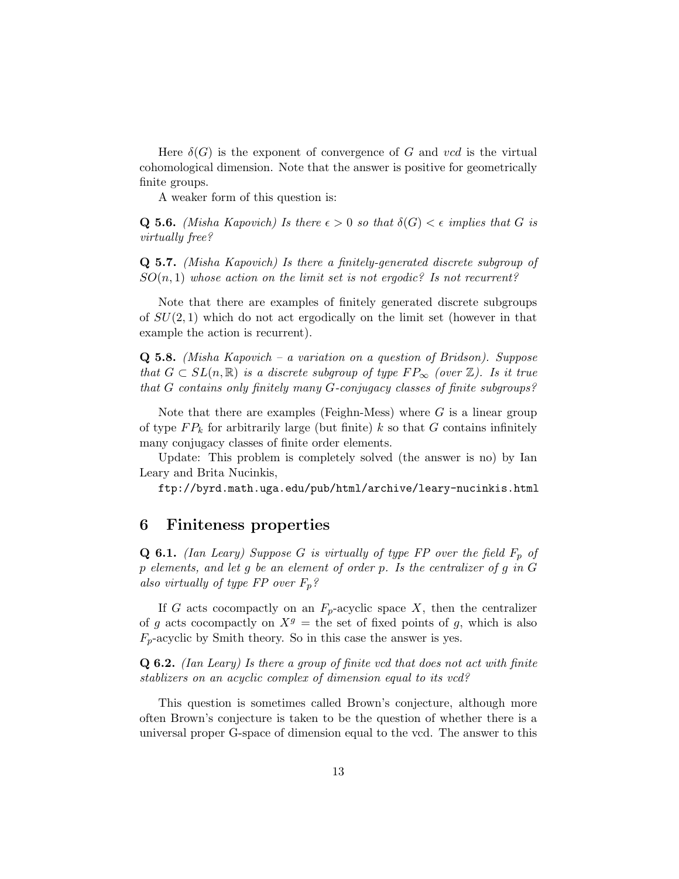Here $\delta(G)$ is the exponent of convergence of $G$ and *vcd* is the virtual cohomological dimension. Note that the answer is positive for geometrically finite groups.

A weaker form of this question is:

**Q 5.6.** *(Misha Kapovich) Is there $\epsilon > 0$ so that $\delta(G) < \epsilon$ implies that $G$ is virtually free?*

**Q 5.7.** *(Misha Kapovich) Is there a finitely-generated discrete subgroup of $SO(n, 1)$ whose action on the limit set is not ergodic? Is not recurrent?*

Note that there are examples of finitely generated discrete subgroups of $SU(2, 1)$ which do not act ergodically on the limit set (however in that example the action is recurrent).

**Q 5.8.** *(Misha Kapovich – a variation on a question of Bridson). Suppose that $G \subset SL(n, \mathbb{R})$ is a discrete subgroup of type $FP_\infty$ (over $\mathbb{Z}$). Is it true that $G$ contains only finitely many $G$-conjugacy classes of finite subgroups?*

Note that there are examples (Feighn-Mess) where $G$ is a linear group of type $FP_k$ for arbitrarily large (but finite) $k$ so that $G$ contains infinitely many conjugacy classes of finite order elements.

Update: This problem is completely solved (the answer is no) by Ian Leary and Brita Nucinkis,

`ftp://byrd.math.uga.edu/pub/html/archive/leary-nucinkis.html`

## 6 Finiteness properties

**Q 6.1.** *(Ian Leary) Suppose $G$ is virtually of type FP over the field $F_p$ of $p$ elements, and let $g$ be an element of order $p$. Is the centralizer of $g$ in $G$ also virtually of type FP over $F_p$?*

If $G$ acts cocompactly on an $F_p$-acyclic space $X$, then the centralizer of $g$ acts cocompactly on $X^g$ = the set of fixed points of $g$, which is also $F_p$-acyclic by Smith theory. So in this case the answer is yes.

**Q 6.2.** *(Ian Leary) Is there a group of finite vcd that does not act with finite stablizers on an acyclic complex of dimension equal to its vcd?*

This question is sometimes called Brown's conjecture, although more often Brown's conjecture is taken to be the question of whether there is a universal proper G-space of dimension equal to the vcd. The answer to this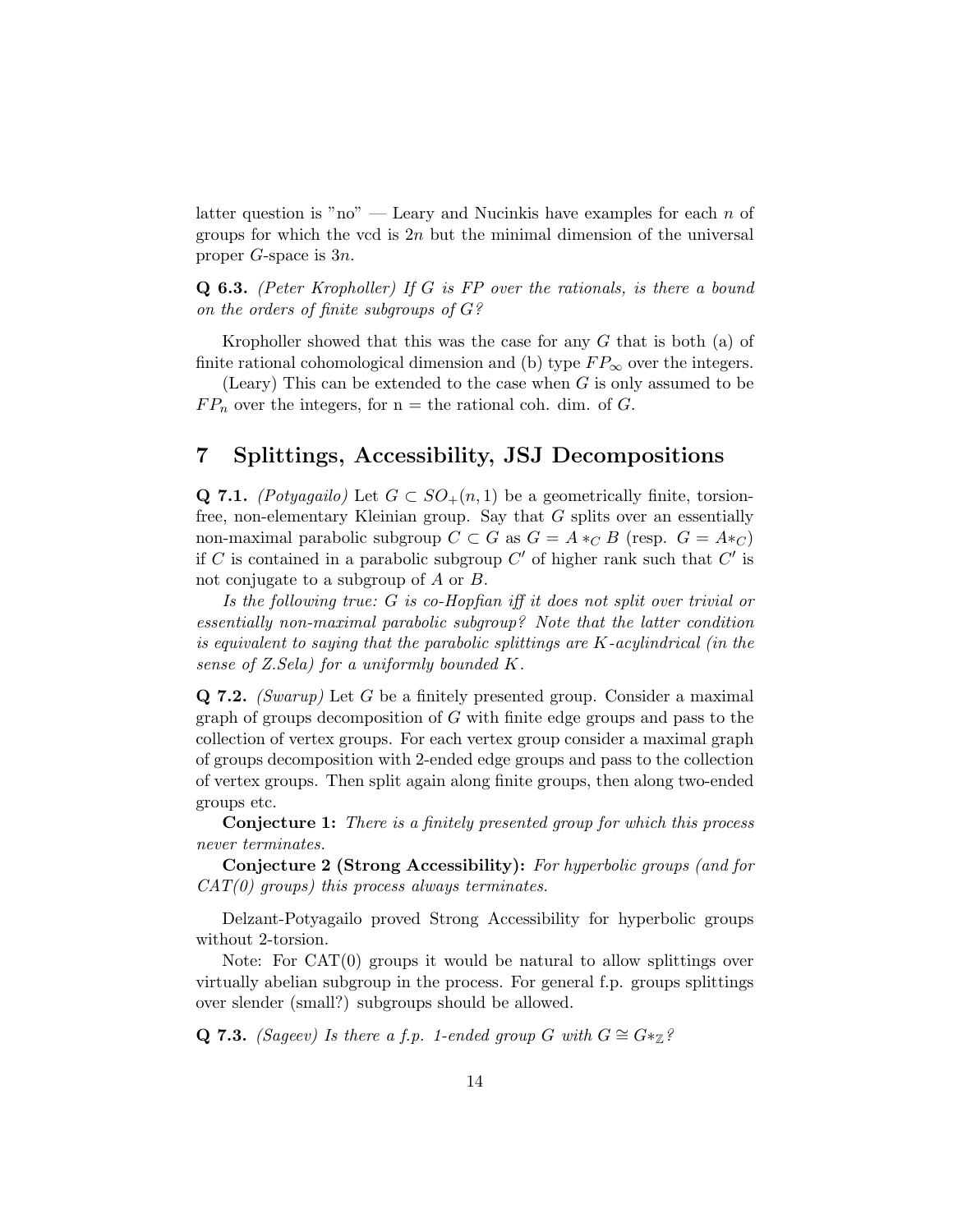latter question is "no" — Leary and Nucinkis have examples for each $n$ of groups for which the vcd is $2n$ but the minimal dimension of the universal proper $G$-space is $3n$.

**Q 6.3.** *(Peter Kropholler) If $G$ is FP over the rationals, is there a bound on the orders of finite subgroups of $G$?*

Kropholler showed that this was the case for any $G$ that is both (a) of finite rational cohomological dimension and (b) type $FP_\infty$ over the integers.

(Leary) This can be extended to the case when $G$ is only assumed to be $FP_n$ over the integers, for n = the rational coh. dim. of $G$.

## 7 Splittings, Accessibility, JSJ Decompositions

**Q 7.1.** *(Potyagailo)* Let $G \subset SO_+(n, 1)$ be a geometrically finite, torsion-free, non-elementary Kleinian group. Say that $G$ splits over an essentially non-maximal parabolic subgroup $C \subset G$ as $G = A *_C B$ (resp. $G = A*_C$) if $C$ is contained in a parabolic subgroup $C'$ of higher rank such that $C'$ is not conjugate to a subgroup of $A$ or $B$.

*Is the following true: $G$ is co-Hopfian iff it does not split over trivial or essentially non-maximal parabolic subgroup? Note that the latter condition is equivalent to saying that the parabolic splittings are $K$-acylindrical (in the sense of Z.Sela) for a uniformly bounded $K$.*

**Q 7.2.** *(Swarup)* Let $G$ be a finitely presented group. Consider a maximal graph of groups decomposition of $G$ with finite edge groups and pass to the collection of vertex groups. For each vertex group consider a maximal graph of groups decomposition with 2-ended edge groups and pass to the collection of vertex groups. Then split again along finite groups, then along two-ended groups etc.

**Conjecture 1:** *There is a finitely presented group for which this process never terminates.*

**Conjecture 2 (Strong Accessibility):** *For hyperbolic groups (and for CAT(0) groups) this process always terminates.*

Delzant-Potyagailo proved Strong Accessibility for hyperbolic groups without 2-torsion.

Note: For CAT(0) groups it would be natural to allow splittings over virtually abelian subgroup in the process. For general f.p. groups splittings over slender (small?) subgroups should be allowed.

**Q 7.3.** *(Sageev) Is there a f.p. 1-ended group $G$ with $G \cong G*_{\mathbb{Z}}$?*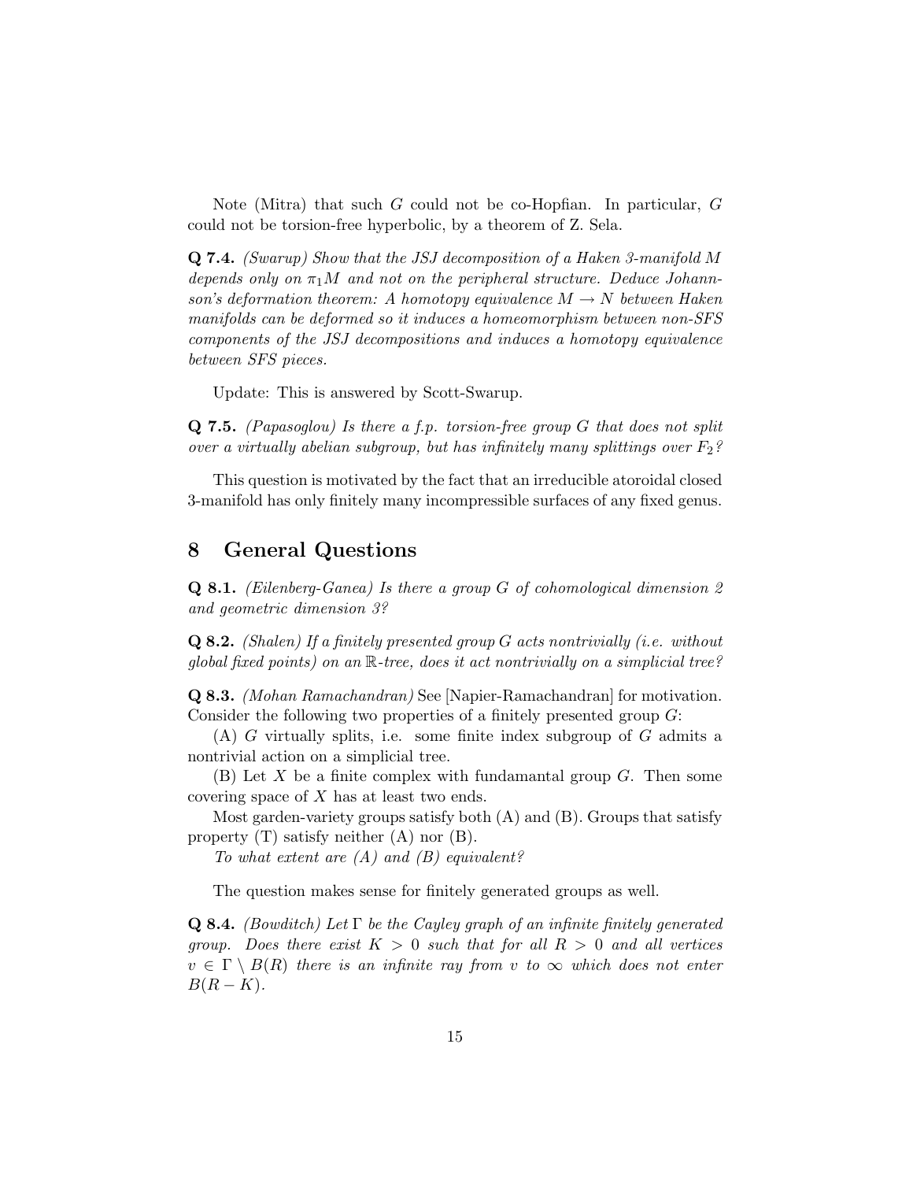Note (Mitra) that such $G$ could not be co-Hopfian. In particular, $G$ could not be torsion-free hyperbolic, by a theorem of Z. Sela.

**Q 7.4.** *(Swarup) Show that the JSJ decomposition of a Haken 3-manifold $M$ depends only on $\pi_1 M$ and not on the peripheral structure. Deduce Johannson's deformation theorem: A homotopy equivalence $M \to N$ between Haken manifolds can be deformed so it induces a homeomorphism between non-SFS components of the JSJ decompositions and induces a homotopy equivalence between SFS pieces.*

Update: This is answered by Scott-Swarup.

**Q 7.5.** *(Papasoglou) Is there a f.p. torsion-free group $G$ that does not split over a virtually abelian subgroup, but has infinitely many splittings over $F_2$?*

This question is motivated by the fact that an irreducible atoroidal closed 3-manifold has only finitely many incompressible surfaces of any fixed genus.

## 8 General Questions

**Q 8.1.** *(Eilenberg-Ganea) Is there a group $G$ of cohomological dimension 2 and geometric dimension 3?*

**Q 8.2.** *(Shalen) If a finitely presented group $G$ acts nontrivially (i.e. without global fixed points) on an $\mathbb{R}$-tree, does it act nontrivially on a simplicial tree?*

**Q 8.3.** *(Mohan Ramachandran)* See [Napier-Ramachandran] for motivation. Consider the following two properties of a finitely presented group $G$:

(A) $G$ virtually splits, i.e. some finite index subgroup of $G$ admits a nontrivial action on a simplicial tree.

(B) Let $X$ be a finite complex with fundamantal group $G$. Then some covering space of $X$ has at least two ends.

Most garden-variety groups satisfy both (A) and (B). Groups that satisfy property (T) satisfy neither (A) nor (B).

*To what extent are (A) and (B) equivalent?*

The question makes sense for finitely generated groups as well.

**Q 8.4.** *(Bowditch) Let $\Gamma$ be the Cayley graph of an infinite finitely generated group. Does there exist $K > 0$ such that for all $R > 0$ and all vertices $v \in \Gamma \setminus B(R)$ there is an infinite ray from $v$ to $\infty$ which does not enter $B(R - K)$.*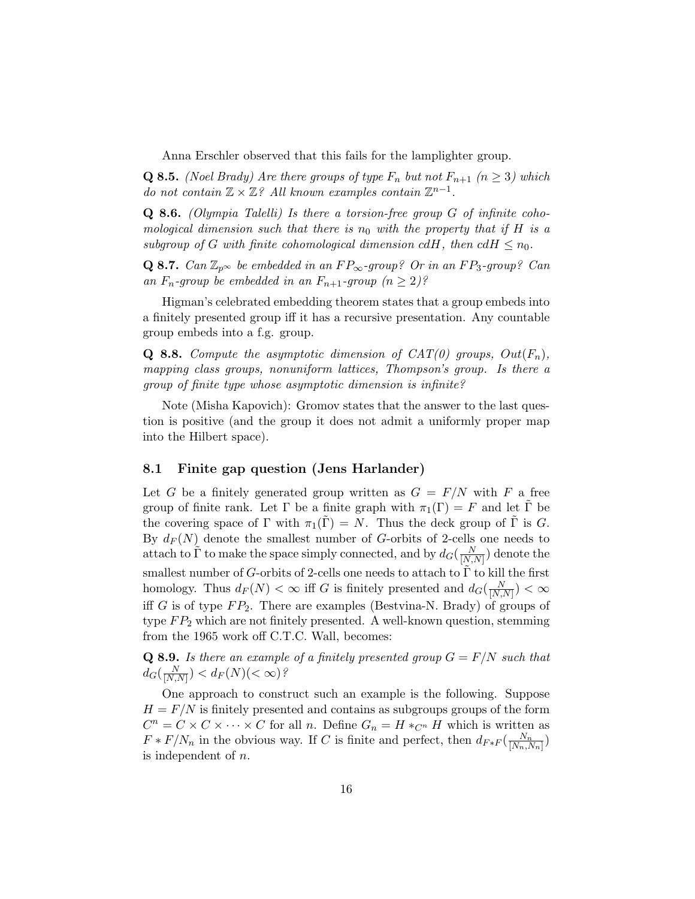Anna Erschler observed that this fails for the lamplighter group.

**Q 8.5.** *(Noel Brady) Are there groups of type $F_n$ but not $F_{n+1}$ ($n \geq 3$) which do not contain $\mathbb{Z} \times \mathbb{Z}$? All known examples contain $\mathbb{Z}^{n-1}$.*

**Q 8.6.** *(Olympia Talelli) Is there a torsion-free group $G$ of infinite cohomological dimension such that there is $n_0$ with the property that if $H$ is a subgroup of $G$ with finite cohomological dimension $cdH$, then $cdH \leq n_0$.*

**Q 8.7.** *Can $\mathbb{Z}_{p^\infty}$ be embedded in an $FP_\infty$-group? Or in an $FP_3$-group? Can an $F_n$-group be embedded in an $F_{n+1}$-group ($n \geq 2$)?*

Higman's celebrated embedding theorem states that a group embeds into a finitely presented group iff it has a recursive presentation. Any countable group embeds into a f.g. group.

**Q 8.8.** *Compute the asymptotic dimension of CAT(0) groups, $Out(F_n)$, mapping class groups, nonuniform lattices, Thompson's group. Is there a group of finite type whose asymptotic dimension is infinite?*

Note (Misha Kapovich): Gromov states that the answer to the last question is positive (and the group it does not admit a uniformly proper map into the Hilbert space).

## 8.1 Finite gap question (Jens Harlander)

Let $G$ be a finitely generated group written as $G = F/N$ with $F$ a free group of finite rank. Let $\Gamma$ be a finite graph with $\pi_1(\Gamma) = F$ and let $\tilde{\Gamma}$ be the covering space of $\Gamma$ with $\pi_1(\tilde{\Gamma}) = N$. Thus the deck group of $\tilde{\Gamma}$ is $G$. By $d_F(N)$ denote the smallest number of $G$-orbits of 2-cells one needs to attach to $\tilde{\Gamma}$ to make the space simply connected, and by $d_G(\frac{N}{[N,N]})$ denote the smallest number of $G$-orbits of 2-cells one needs to attach to $\tilde{\Gamma}$ to kill the first homology. Thus $d_F(N) < \infty$ iff $G$ is finitely presented and $d_G(\frac{N}{[N,N]}) < \infty$ iff $G$ is of type $FP_2$. There are examples (Bestvina-N. Brady) of groups of type $FP_2$ which are not finitely presented. A well-known question, stemming from the 1965 work off C.T.C. Wall, becomes:

**Q 8.9.** *Is there an example of a finitely presented group $G = F/N$ such that $d_G(\frac{N}{[N,N]}) < d_F(N) (< \infty)$?*

One approach to construct such an example is the following. Suppose $H = F/N$ is finitely presented and contains as subgroups groups of the form $C^n = C \times C \times \cdots \times C$ for all $n$. Define $G_n = H *_{C^n} H$ which is written as $F * F/N_n$ in the obvious way. If $C$ is finite and perfect, then $d_{F*F}(\frac{N_n}{[N_n,N_n]})$ is independent of $n$.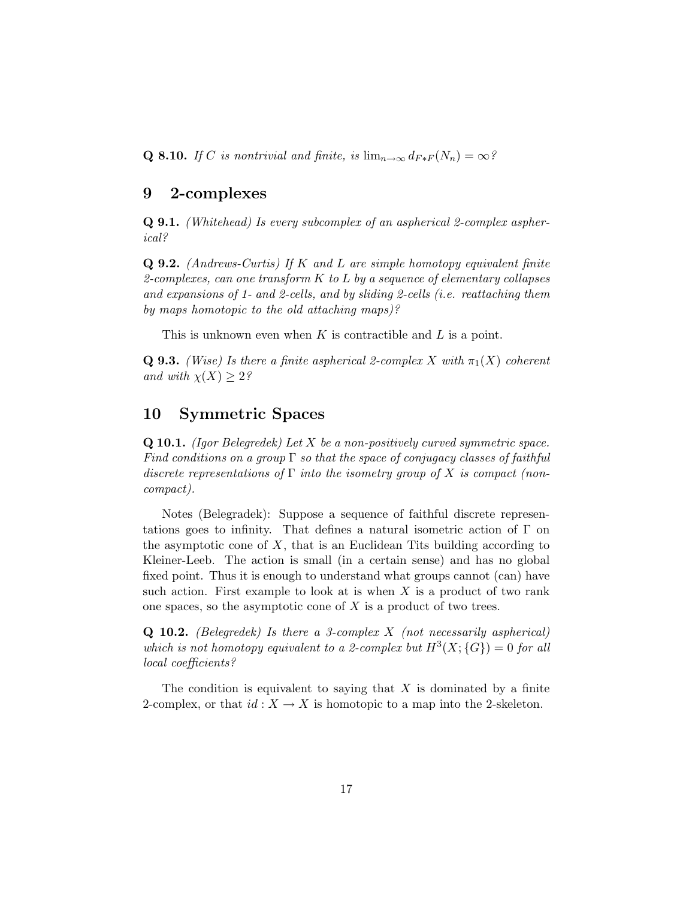**Q 8.10.** *If $C$ is nontrivial and finite, is $\lim_{n\to\infty} d_{F*F}(N_n) = \infty$?*

## 9 2-complexes

**Q 9.1.** *(Whitehead) Is every subcomplex of an aspherical 2-complex aspherical?*

**Q 9.2.** *(Andrews-Curtis) If $K$ and $L$ are simple homotopy equivalent finite 2-complexes, can one transform $K$ to $L$ by a sequence of elementary collapses and expansions of 1- and 2-cells, and by sliding 2-cells (i.e. reattaching them by maps homotopic to the old attaching maps)?*

This is unknown even when $K$ is contractible and $L$ is a point.

**Q 9.3.** *(Wise) Is there a finite aspherical 2-complex $X$ with $\pi_1(X)$ coherent and with $\chi(X) \geq 2$?*

## 10 Symmetric Spaces

**Q 10.1.** *(Igor Belegredek) Let $X$ be a non-positively curved symmetric space. Find conditions on a group $\Gamma$ so that the space of conjugacy classes of faithful discrete representations of $\Gamma$ into the isometry group of $X$ is compact (non-compact).*

Notes (Belegradek): Suppose a sequence of faithful discrete representations goes to infinity. That defines a natural isometric action of $\Gamma$ on the asymptotic cone of $X$, that is an Euclidean Tits building according to Kleiner-Leeb. The action is small (in a certain sense) and has no global fixed point. Thus it is enough to understand what groups cannot (can) have such action. First example to look at is when $X$ is a product of two rank one spaces, so the asymptotic cone of $X$ is a product of two trees.

**Q 10.2.** *(Belegredek) Is there a 3-complex $X$ (not necessarily aspherical) which is not homotopy equivalent to a 2-complex but $H^3(X; \{G\}) = 0$ for all local coefficients?*

The condition is equivalent to saying that $X$ is dominated by a finite 2-complex, or that $id : X \to X$ is homotopic to a map into the 2-skeleton.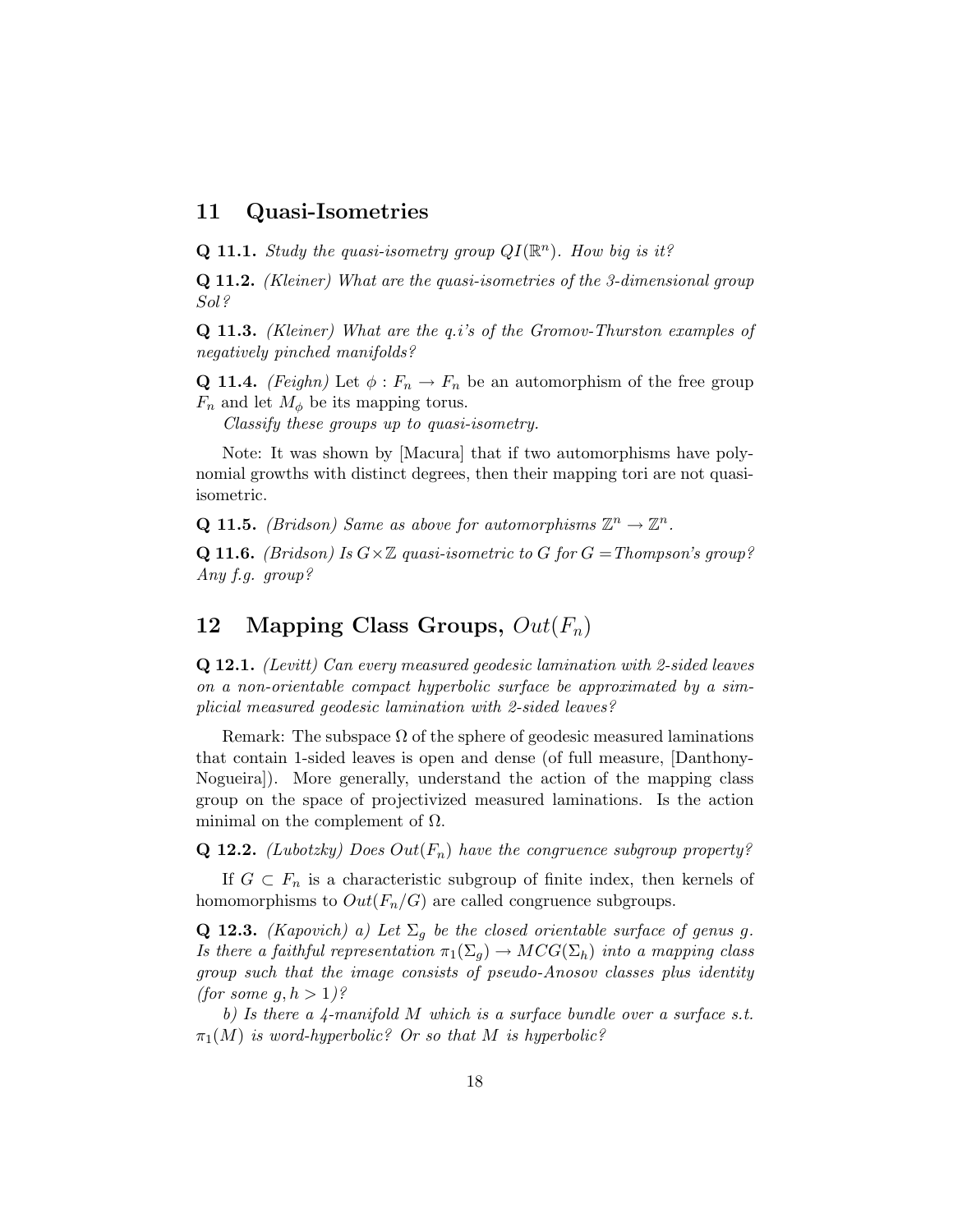## 11 Quasi-Isometries

**Q 11.1.** *Study the quasi-isometry group $QI(\mathbb{R}^n)$. How big is it?*

**Q 11.2.** *(Kleiner) What are the quasi-isometries of the 3-dimensional group Sol?*

**Q 11.3.** *(Kleiner) What are the q.i's of the Gromov-Thurston examples of negatively pinched manifolds?*

**Q 11.4.** *(Feighn)* Let $\phi : F_n \to F_n$ be an automorphism of the free group $F_n$ and let $M_\phi$ be its mapping torus.

*Classify these groups up to quasi-isometry.*

Note: It was shown by [Macura] that if two automorphisms have polynomial growths with distinct degrees, then their mapping tori are not quasi-isometric.

**Q 11.5.** *(Bridson) Same as above for automorphisms $\mathbb{Z}^n \to \mathbb{Z}^n$.*

**Q 11.6.** *(Bridson) Is $G \times \mathbb{Z}$ quasi-isometric to $G$ for $G =$Thompson's group? Any f.g. group?*

## 12 Mapping Class Groups, $Out(F_n)$

**Q 12.1.** *(Levitt) Can every measured geodesic lamination with 2-sided leaves on a non-orientable compact hyperbolic surface be approximated by a simplicial measured geodesic lamination with 2-sided leaves?*

Remark: The subspace $\Omega$ of the sphere of geodesic measured laminations that contain 1-sided leaves is open and dense (of full measure, [Danthony-Nogueira]). More generally, understand the action of the mapping class group on the space of projectivized measured laminations. Is the action minimal on the complement of $\Omega$.

**Q 12.2.** *(Lubotzky) Does $Out(F_n)$ have the congruence subgroup property?*

If $G \subset F_n$ is a characteristic subgroup of finite index, then kernels of homomorphisms to $Out(F_n/G)$ are called congruence subgroups.

**Q 12.3.** *(Kapovich) a) Let $\Sigma_g$ be the closed orientable surface of genus $g$. Is there a faithful representation $\pi_1(\Sigma_g) \to MCG(\Sigma_h)$ into a mapping class group such that the image consists of pseudo-Anosov classes plus identity (for some $g, h > 1$)?*

*b) Is there a 4-manifold $M$ which is a surface bundle over a surface s.t. $\pi_1(M)$ is word-hyperbolic? Or so that $M$ is hyperbolic?*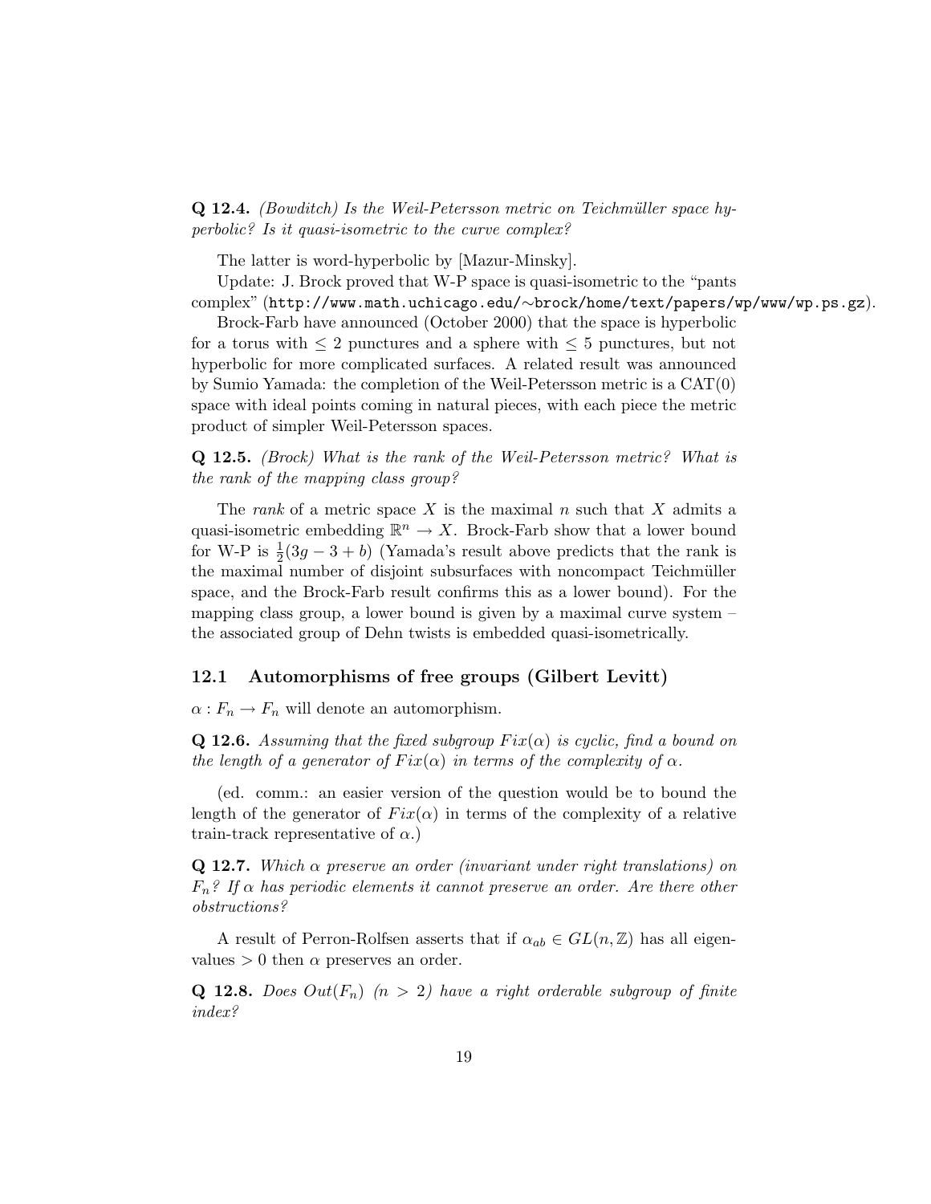**Q 12.4.** *(Bowditch) Is the Weil-Petersson metric on Teichmüller space hyperbolic? Is it quasi-isometric to the curve complex?*

The latter is word-hyperbolic by [Mazur-Minsky].

Update: J. Brock proved that W-P space is quasi-isometric to the "pants complex" (`http://www.math.uchicago.edu/~brock/home/text/papers/wp/www/wp.ps.gz`).

Brock-Farb have announced (October 2000) that the space is hyperbolic for a torus with $\leq 2$ punctures and a sphere with $\leq 5$ punctures, but not hyperbolic for more complicated surfaces. A related result was announced by Sumio Yamada: the completion of the Weil-Petersson metric is a CAT(0) space with ideal points coming in natural pieces, with each piece the metric product of simpler Weil-Petersson spaces.

**Q 12.5.** *(Brock) What is the rank of the Weil-Petersson metric? What is the rank of the mapping class group?*

The *rank* of a metric space $X$ is the maximal $n$ such that $X$ admits a quasi-isometric embedding $\mathbb{R}^n \to X$. Brock-Farb show that a lower bound for W-P is $\frac{1}{2}(3g - 3 + b)$ (Yamada's result above predicts that the rank is the maximal number of disjoint subsurfaces with noncompact Teichmüller space, and the Brock-Farb result confirms this as a lower bound). For the mapping class group, a lower bound is given by a maximal curve system – the associated group of Dehn twists is embedded quasi-isometrically.

## 12.1 Automorphisms of free groups (Gilbert Levitt)

$\alpha : F_n \to F_n$ will denote an automorphism.

**Q 12.6.** *Assuming that the fixed subgroup $Fix(\alpha)$ is cyclic, find a bound on the length of a generator of $Fix(\alpha)$ in terms of the complexity of $\alpha$.*

(ed. comm.: an easier version of the question would be to bound the length of the generator of $Fix(\alpha)$ in terms of the complexity of a relative train-track representative of $\alpha$.)

**Q 12.7.** *Which $\alpha$ preserve an order (invariant under right translations) on $F_n$? If $\alpha$ has periodic elements it cannot preserve an order. Are there other obstructions?*

A result of Perron-Rolfsen asserts that if $\alpha_{ab} \in GL(n, \mathbb{Z})$ has all eigenvalues $> 0$ then $\alpha$ preserves an order.

**Q 12.8.** *Does $Out(F_n)$ ($n > 2$) have a right orderable subgroup of finite index?*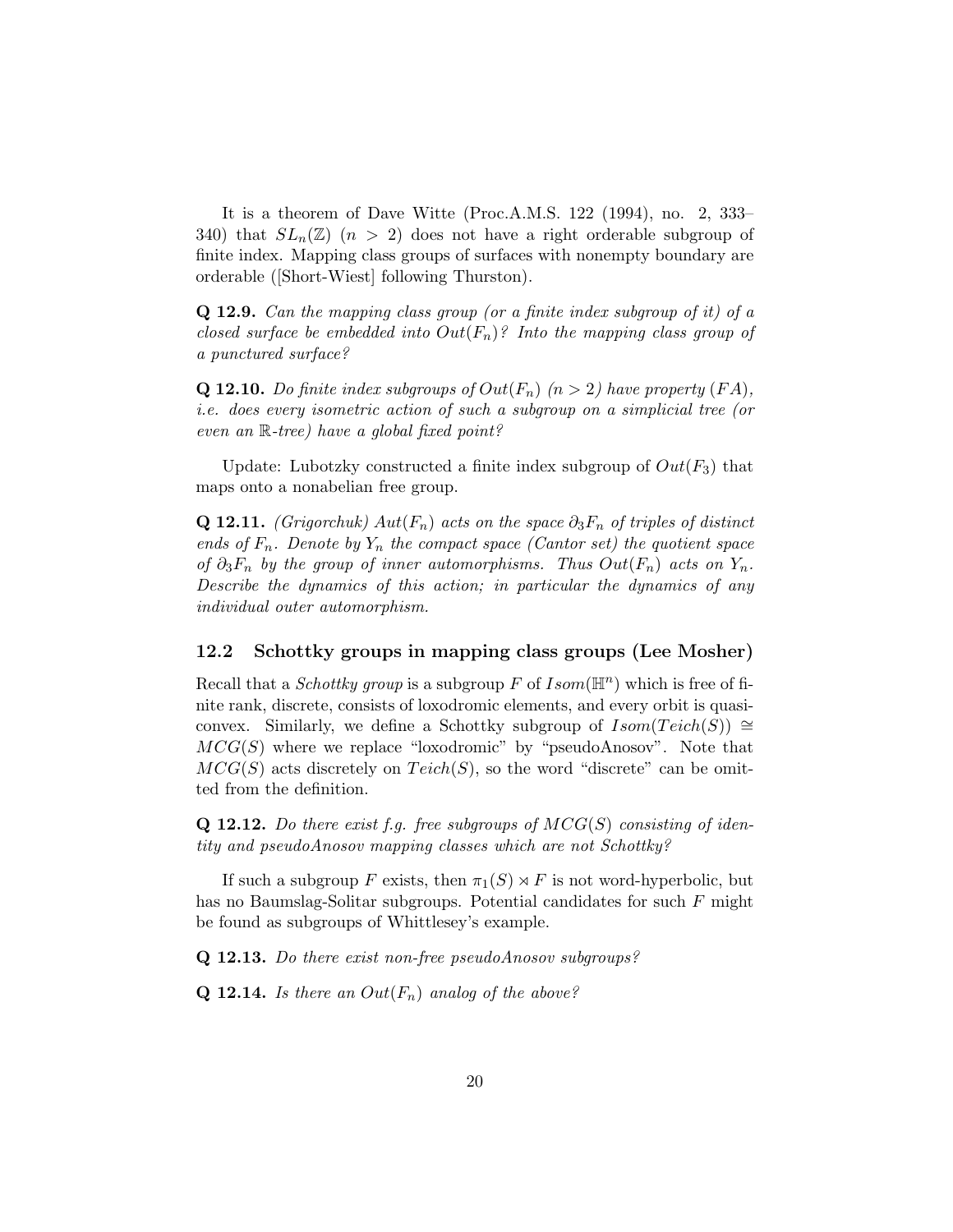It is a theorem of Dave Witte (Proc.A.M.S. 122 (1994), no. 2, 333–340) that $SL_n(\mathbb{Z})$ $(n > 2)$ does not have a right orderable subgroup of finite index. Mapping class groups of surfaces with nonempty boundary are orderable ([Short-Wiest] following Thurston).

**Q 12.9.** *Can the mapping class group (or a finite index subgroup of it) of a closed surface be embedded into $Out(F_n)$? Into the mapping class group of a punctured surface?*

**Q 12.10.** *Do finite index subgroups of $Out(F_n)$ $(n > 2)$ have property $(FA)$, i.e. does every isometric action of such a subgroup on a simplicial tree (or even an $\mathbb{R}$-tree) have a global fixed point?*

Update: Lubotzky constructed a finite index subgroup of $Out(F_3)$ that maps onto a nonabelian free group.

**Q 12.11.** *(Grigorchuk) $Aut(F_n)$ acts on the space $\partial_3 F_n$ of triples of distinct ends of $F_n$. Denote by $Y_n$ the compact space (Cantor set) the quotient space of $\partial_3 F_n$ by the group of inner automorphisms. Thus $Out(F_n)$ acts on $Y_n$. Describe the dynamics of this action; in particular the dynamics of any individual outer automorphism.*

## 12.2 Schottky groups in mapping class groups (Lee Mosher)

Recall that a *Schottky group* is a subgroup $F$ of $Isom(\mathbb{H}^n)$ which is free of finite rank, discrete, consists of loxodromic elements, and every orbit is quasiconvex. Similarly, we define a Schottky subgroup of $Isom(Teich(S)) \cong MCG(S)$ where we replace "loxodromic" by "pseudoAnosov". Note that $MCG(S)$ acts discretely on $Teich(S)$, so the word "discrete" can be omitted from the definition.

**Q 12.12.** *Do there exist f.g. free subgroups of $MCG(S)$ consisting of identity and pseudoAnosov mapping classes which are not Schottky?*

If such a subgroup $F$ exists, then $\pi_1(S) \rtimes F$ is not word-hyperbolic, but has no Baumslag-Solitar subgroups. Potential candidates for such $F$ might be found as subgroups of Whittlesey's example.

**Q 12.13.** *Do there exist non-free pseudoAnosov subgroups?*

**Q 12.14.** *Is there an $Out(F_n)$ analog of the above?*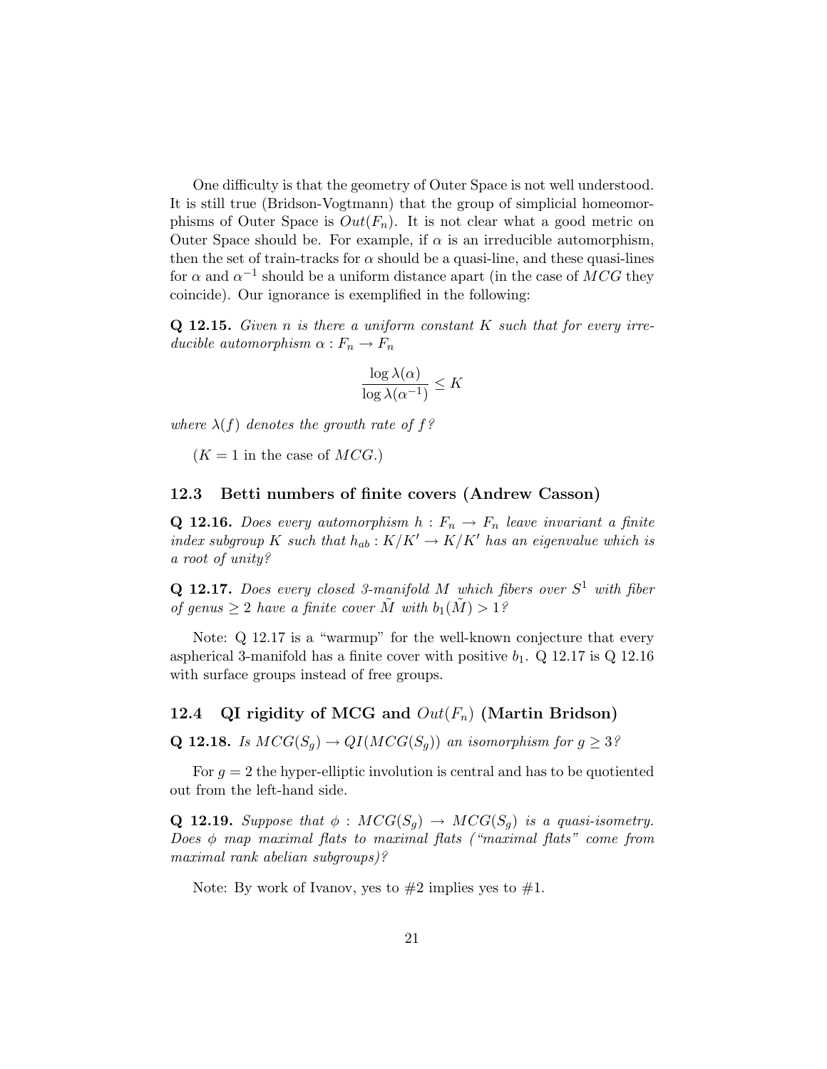One difficulty is that the geometry of Outer Space is not well understood. It is still true (Bridson-Vogtmann) that the group of simplicial homeomorphisms of Outer Space is $Out(F_n)$. It is not clear what a good metric on Outer Space should be. For example, if $\alpha$ is an irreducible automorphism, then the set of train-tracks for $\alpha$ should be a quasi-line, and these quasi-lines for $\alpha$ and $\alpha^{-1}$ should be a uniform distance apart (in the case of $MCG$ they coincide). Our ignorance is exemplified in the following:

**Q 12.15.** *Given $n$ is there a uniform constant $K$ such that for every irreducible automorphism $\alpha : F_n \to F_n$*

$$\frac{\log \lambda(\alpha)}{\log \lambda(\alpha^{-1})} \leq K$$

*where $\lambda(f)$ denotes the growth rate of $f$?*

($K = 1$ in the case of $MCG$.)

### 12.3 Betti numbers of finite covers (Andrew Casson)

**Q 12.16.** *Does every automorphism $h : F_n \to F_n$ leave invariant a finite index subgroup $K$ such that $h_{ab} : K/K' \to K/K'$ has an eigenvalue which is a root of unity?*

**Q 12.17.** *Does every closed 3-manifold $M$ which fibers over $S^1$ with fiber of genus $\geq 2$ have a finite cover $\tilde{M}$ with $b_1(\tilde{M}) > 1$?*

Note: Q 12.17 is a "warmup" for the well-known conjecture that every aspherical 3-manifold has a finite cover with positive $b_1$. Q 12.17 is Q 12.16 with surface groups instead of free groups.

### 12.4 QI rigidity of MCG and $Out(F_n)$ (Martin Bridson)

**Q 12.18.** *Is $MCG(S_g) \to QI(MCG(S_g))$ an isomorphism for $g \geq 3$?*

For $g = 2$ the hyper-elliptic involution is central and has to be quotiented out from the left-hand side.

**Q 12.19.** *Suppose that $\phi : MCG(S_g) \to MCG(S_g)$ is a quasi-isometry. Does $\phi$ map maximal flats to maximal flats ("maximal flats" come from maximal rank abelian subgroups)?*

Note: By work of Ivanov, yes to #2 implies yes to #1.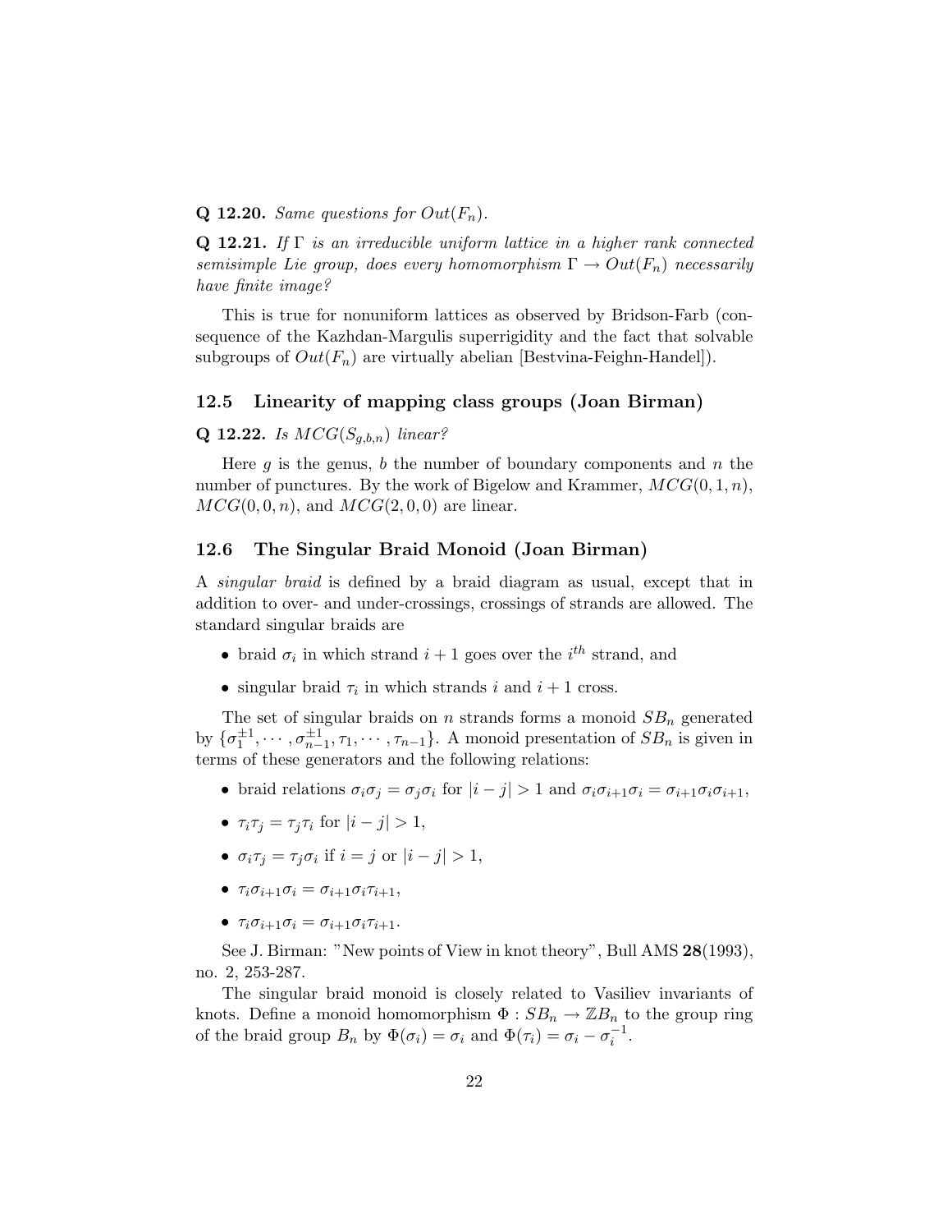**Q 12.20.** *Same questions for $Out(F_n)$.*

**Q 12.21.** *If $\Gamma$ is an irreducible uniform lattice in a higher rank connected semisimple Lie group, does every homomorphism $\Gamma \to Out(F_n)$ necessarily have finite image?*

This is true for nonuniform lattices as observed by Bridson-Farb (consequence of the Kazhdan-Margulis superrigidity and the fact that solvable subgroups of $Out(F_n)$ are virtually abelian [Bestvina-Feighn-Handel]).

## 12.5 Linearity of mapping class groups (Joan Birman)

**Q 12.22.** *Is $MCG(S_{g,b,n})$ linear?*

Here $g$ is the genus, $b$ the number of boundary components and $n$ the number of punctures. By the work of Bigelow and Krammer, $MCG(0, 1, n)$, $MCG(0, 0, n)$, and $MCG(2, 0, 0)$ are linear.

## 12.6 The Singular Braid Monoid (Joan Birman)

A *singular braid* is defined by a braid diagram as usual, except that in addition to over- and under-crossings, crossings of strands are allowed. The standard singular braids are

- braid $\sigma_i$ in which strand $i + 1$ goes over the $i^{th}$ strand, and
- singular braid $\tau_i$ in which strands $i$ and $i + 1$ cross.

The set of singular braids on $n$ strands forms a monoid $SB_n$ generated by $\{\sigma_1^{\pm 1}, \cdots, \sigma_{n-1}^{\pm 1}, \tau_1, \cdots, \tau_{n-1}\}$. A monoid presentation of $SB_n$ is given in terms of these generators and the following relations:

- braid relations $\sigma_i \sigma_j = \sigma_j \sigma_i$ for $|i - j| > 1$ and $\sigma_i \sigma_{i+1} \sigma_i = \sigma_{i+1} \sigma_i \sigma_{i+1}$,
- $\tau_i \tau_j = \tau_j \tau_i$ for $|i - j| > 1$,
- $\sigma_i \tau_j = \tau_j \sigma_i$ if $i = j$ or $|i - j| > 1$,
- $\tau_i \sigma_{i+1} \sigma_i = \sigma_{i+1} \sigma_i \tau_{i+1}$,
- $\tau_i \sigma_{i+1} \sigma_i = \sigma_{i+1} \sigma_i \tau_{i+1}$.

See J. Birman: "New points of View in knot theory", Bull AMS **28**(1993), no. 2, 253-287.

The singular braid monoid is closely related to Vasiliev invariants of knots. Define a monoid homomorphism $\Phi : SB_n \to \mathbb{Z}B_n$ to the group ring of the braid group $B_n$ by $\Phi(\sigma_i) = \sigma_i$ and $\Phi(\tau_i) = \sigma_i - \sigma_i^{-1}$.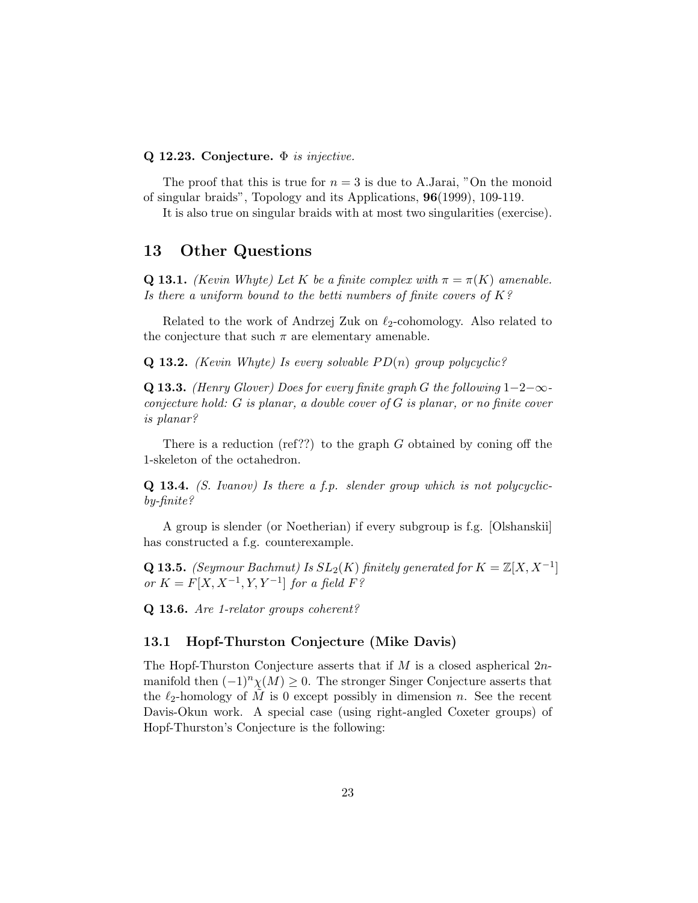**Q 12.23. Conjecture.** *$\Phi$ is injective.*

The proof that this is true for $n = 3$ is due to A.Jarai, "On the monoid of singular braids", Topology and its Applications, **96**(1999), 109-119.

It is also true on singular braids with at most two singularities (exercise).

# 13 Other Questions

**Q 13.1.** *(Kevin Whyte) Let $K$ be a finite complex with $\pi = \pi(K)$ amenable. Is there a uniform bound to the betti numbers of finite covers of $K$?*

Related to the work of Andrzej Zuk on $\ell_2$-cohomology. Also related to the conjecture that such $\pi$ are elementary amenable.

**Q 13.2.** *(Kevin Whyte) Is every solvable $PD(n)$ group polycyclic?*

**Q 13.3.** *(Henry Glover) Does for every finite graph $G$ the following $1{-}2{-}\infty$-conjecture hold: $G$ is planar, a double cover of $G$ is planar, or no finite cover is planar?*

There is a reduction (ref??) to the graph $G$ obtained by coning off the 1-skeleton of the octahedron.

**Q 13.4.** *(S. Ivanov) Is there a f.p. slender group which is not polycyclic-by-finite?*

A group is slender (or Noetherian) if every subgroup is f.g. [Olshanskii] has constructed a f.g. counterexample.

**Q 13.5.** *(Seymour Bachmut) Is $SL_2(K)$ finitely generated for $K = \mathbb{Z}[X, X^{-1}]$ or $K = F[X, X^{-1}, Y, Y^{-1}]$ for a field $F$?*

**Q 13.6.** *Are 1-relator groups coherent?*

## 13.1 Hopf-Thurston Conjecture (Mike Davis)

The Hopf-Thurston Conjecture asserts that if $M$ is a closed aspherical $2n$-manifold then $(-1)^n\chi(M) \geq 0$. The stronger Singer Conjecture asserts that the $\ell_2$-homology of $\tilde{M}$ is 0 except possibly in dimension $n$. See the recent Davis-Okun work. A special case (using right-angled Coxeter groups) of Hopf-Thurston's Conjecture is the following: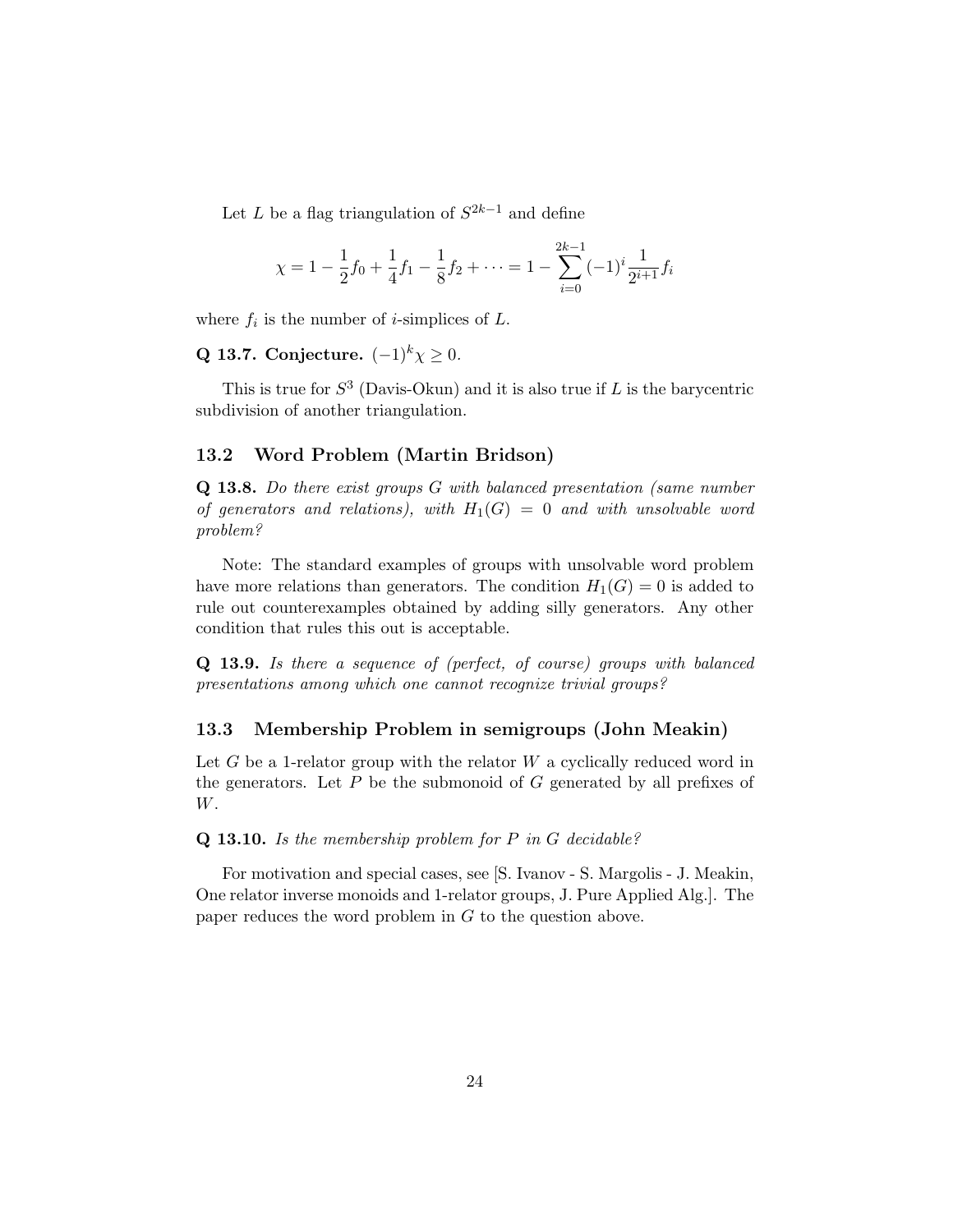Let $L$ be a flag triangulation of $S^{2k-1}$ and define

$$\chi = 1 - \frac{1}{2}f_0 + \frac{1}{4}f_1 - \frac{1}{8}f_2 + \cdots = 1 - \sum_{i=0}^{2k-1}(-1)^i \frac{1}{2^{i+1}} f_i$$

where $f_i$ is the number of $i$-simplices of $L$.

**Q 13.7. Conjecture.** $(-1)^k \chi \geq 0$.

This is true for $S^3$ (Davis-Okun) and it is also true if $L$ is the barycentric subdivision of another triangulation.

## 13.2 Word Problem (Martin Bridson)

**Q 13.8.** *Do there exist groups $G$ with balanced presentation (same number of generators and relations), with $H_1(G) = 0$ and with unsolvable word problem?*

Note: The standard examples of groups with unsolvable word problem have more relations than generators. The condition $H_1(G) = 0$ is added to rule out counterexamples obtained by adding silly generators. Any other condition that rules this out is acceptable.

**Q 13.9.** *Is there a sequence of (perfect, of course) groups with balanced presentations among which one cannot recognize trivial groups?*

## 13.3 Membership Problem in semigroups (John Meakin)

Let $G$ be a 1-relator group with the relator $W$ a cyclically reduced word in the generators. Let $P$ be the submonoid of $G$ generated by all prefixes of $W$.

**Q 13.10.** *Is the membership problem for $P$ in $G$ decidable?*

For motivation and special cases, see [S. Ivanov - S. Margolis - J. Meakin, One relator inverse monoids and 1-relator groups, J. Pure Applied Alg.]. The paper reduces the word problem in $G$ to the question above.